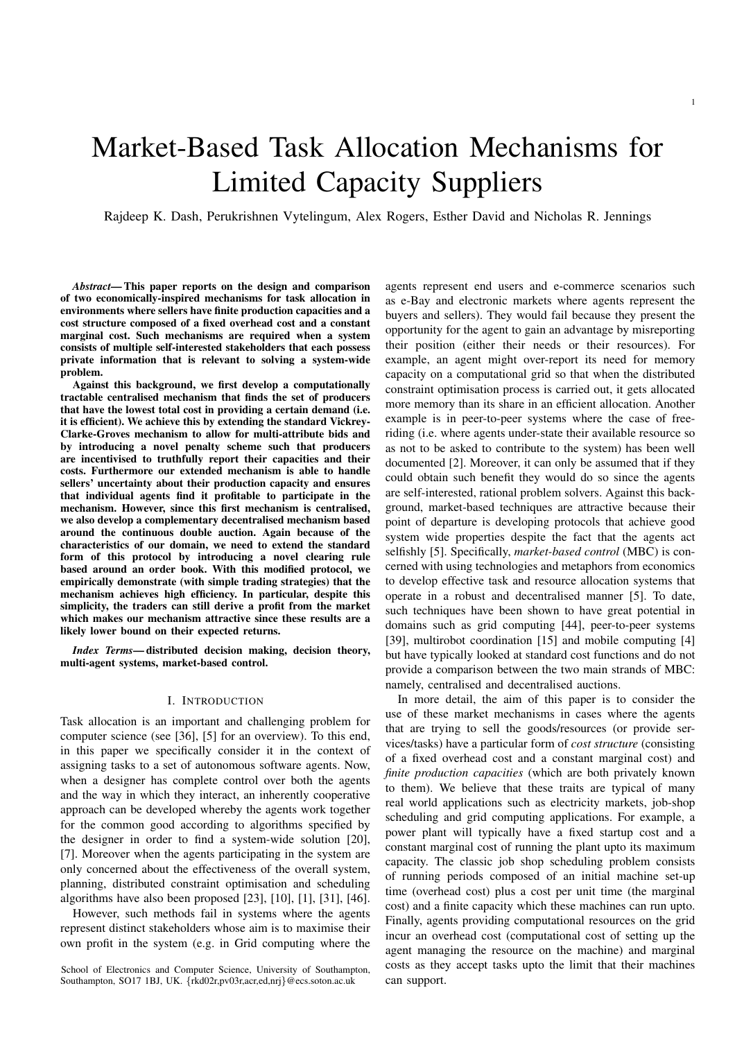# Market-Based Task Allocation Mechanisms for Limited Capacity Suppliers

Rajdeep K. Dash, Perukrishnen Vytelingum, Alex Rogers, Esther David and Nicholas R. Jennings

***Abstract*— This paper reports on the design and comparison of two economically-inspired mechanisms for task allocation in environments where sellers have finite production capacities and a cost structure composed of a fixed overhead cost and a constant marginal cost. Such mechanisms are required when a system consists of multiple self-interested stakeholders that each possess private information that is relevant to solving a system-wide problem.**

**Against this background, we first develop a computationally tractable centralised mechanism that finds the set of producers that have the lowest total cost in providing a certain demand (i.e. it is efficient). We achieve this by extending the standard Vickrey-Clarke-Groves mechanism to allow for multi-attribute bids and by introducing a novel penalty scheme such that producers are incentivised to truthfully report their capacities and their costs. Furthermore our extended mechanism is able to handle sellers' uncertainty about their production capacity and ensures that individual agents find it profitable to participate in the mechanism. However, since this first mechanism is centralised, we also develop a complementary decentralised mechanism based around the continuous double auction. Again because of the characteristics of our domain, we need to extend the standard form of this protocol by introducing a novel clearing rule based around an order book. With this modified protocol, we empirically demonstrate (with simple trading strategies) that the mechanism achieves high efficiency. In particular, despite this simplicity, the traders can still derive a profit from the market which makes our mechanism attractive since these results are a likely lower bound on their expected returns.**

***Index Terms*— distributed decision making, decision theory, multi-agent systems, market-based control.**

## I. Introduction

Task allocation is an important and challenging problem for computer science (see [36], [5] for an overview). To this end, in this paper we specifically consider it in the context of assigning tasks to a set of autonomous software agents. Now, when a designer has complete control over both the agents and the way in which they interact, an inherently cooperative approach can be developed whereby the agents work together for the common good according to algorithms specified by the designer in order to find a system-wide solution [20], [7]. Moreover when the agents participating in the system are only concerned about the effectiveness of the overall system, planning, distributed constraint optimisation and scheduling algorithms have also been proposed [23], [10], [1], [31], [46].

However, such methods fail in systems where the agents represent distinct stakeholders whose aim is to maximise their own profit in the system (e.g. in Grid computing where the agents represent end users and e-commerce scenarios such as e-Bay and electronic markets where agents represent the buyers and sellers). They would fail because they present the opportunity for the agent to gain an advantage by misreporting their position (either their needs or their resources). For example, an agent might over-report its need for memory capacity on a computational grid so that when the distributed constraint optimisation process is carried out, it gets allocated more memory than its share in an efficient allocation. Another example is in peer-to-peer systems where the case of free-riding (i.e. where agents under-state their available resource so as not to be asked to contribute to the system) has been well documented [2]. Moreover, it can only be assumed that if they could obtain such benefit they would do so since the agents are self-interested, rational problem solvers. Against this background, market-based techniques are attractive because their point of departure is developing protocols that achieve good system wide properties despite the fact that the agents act selfishly [5]. Specifically, *market-based control* (MBC) is concerned with using technologies and metaphors from economics to develop effective task and resource allocation systems that operate in a robust and decentralised manner [5]. To date, such techniques have been shown to have great potential in domains such as grid computing [44], peer-to-peer systems [39], multirobot coordination [15] and mobile computing [4] but have typically looked at standard cost functions and do not provide a comparison between the two main strands of MBC: namely, centralised and decentralised auctions.

In more detail, the aim of this paper is to consider the use of these market mechanisms in cases where the agents that are trying to sell the goods/resources (or provide services/tasks) have a particular form of *cost structure* (consisting of a fixed overhead cost and a constant marginal cost) and *finite production capacities* (which are both privately known to them). We believe that these traits are typical of many real world applications such as electricity markets, job-shop scheduling and grid computing applications. For example, a power plant will typically have a fixed startup cost and a constant marginal cost of running the plant upto its maximum capacity. The classic job shop scheduling problem consists of running periods composed of an initial machine set-up time (overhead cost) plus a cost per unit time (the marginal cost) and a finite capacity which these machines can run upto. Finally, agents providing computational resources on the grid incur an overhead cost (computational cost of setting up the agent managing the resource on the machine) and marginal costs as they accept tasks upto the limit that their machines can support.

School of Electronics and Computer Science, University of Southampton, Southampton, SO17 1BJ, UK. {rkd02r,pv03r,acr,ed,nrj}@ecs.soton.ac.uk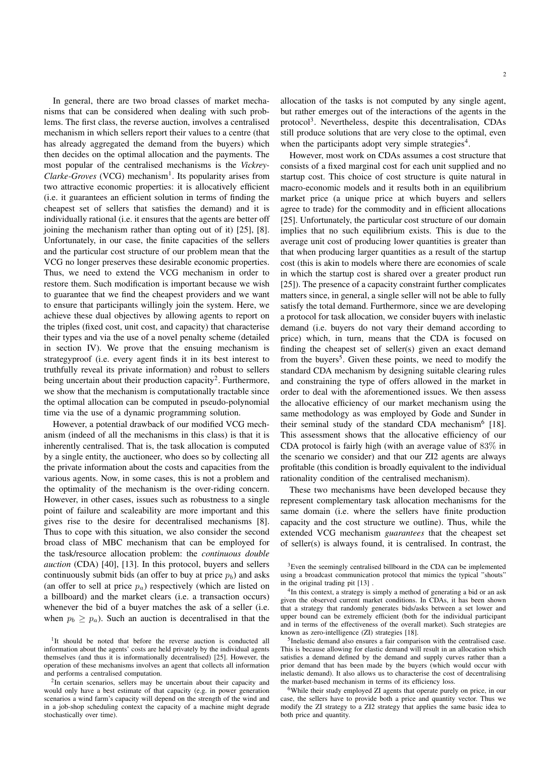In general, there are two broad classes of market mechanisms that can be considered when dealing with such problems. The first class, the reverse auction, involves a centralised mechanism in which sellers report their values to a centre (that has already aggregated the demand from the buyers) which then decides on the optimal allocation and the payments. The most popular of the centralised mechanisms is the *Vickrey-Clarke-Groves* (VCG) mechanism[1]. Its popularity arises from two attractive economic properties: it is allocatively efficient (i.e. it guarantees an efficient solution in terms of finding the cheapest set of sellers that satisfies the demand) and it is individually rational (i.e. it ensures that the agents are better off joining the mechanism rather than opting out of it) [25], [8]. Unfortunately, in our case, the finite capacities of the sellers and the particular cost structure of our problem mean that the VCG no longer preserves these desirable economic properties. Thus, we need to extend the VCG mechanism in order to restore them. Such modification is important because we wish to guarantee that we find the cheapest providers and we want to ensure that participants willingly join the system. Here, we achieve these dual objectives by allowing agents to report on the triples (fixed cost, unit cost, and capacity) that characterise their types and via the use of a novel penalty scheme (detailed in section IV). We prove that the ensuing mechanism is strategyproof (i.e. every agent finds it in its best interest to truthfully reveal its private information) and robust to sellers being uncertain about their production capacity[2]. Furthermore, we show that the mechanism is computationally tractable since the optimal allocation can be computed in pseudo-polynomial time via the use of a dynamic programming solution.

However, a potential drawback of our modified VCG mechanism (indeed of all the mechanisms in this class) is that it is inherently centralised. That is, the task allocation is computed by a single entity, the auctioneer, who does so by collecting all the private information about the costs and capacities from the various agents. Now, in some cases, this is not a problem and the optimality of the mechanism is the over-riding concern. However, in other cases, issues such as robustness to a single point of failure and scaleability are more important and this gives rise to the desire for decentralised mechanisms [8]. Thus to cope with this situation, we also consider the second broad class of MBC mechanism that can be employed for the task/resource allocation problem: the *continuous double auction* (CDA) [40], [13]. In this protocol, buyers and sellers continuously submit bids (an offer to buy at price $p_b$) and asks (an offer to sell at price $p_a$) respectively (which are listed on a billboard) and the market clears (i.e. a transaction occurs) whenever the bid of a buyer matches the ask of a seller (i.e. when $p_b \geq p_a$). Such an auction is decentralised in that the allocation of the tasks is not computed by any single agent, but rather emerges out of the interactions of the agents in the protocol[3]. Nevertheless, despite this decentralisation, CDAs still produce solutions that are very close to the optimal, even when the participants adopt very simple strategies[4].

However, most work on CDAs assumes a cost structure that consists of a fixed marginal cost for each unit supplied and no startup cost. This choice of cost structure is quite natural in macro-economic models and it results both in an equilibrium market price (a unique price at which buyers and sellers agree to trade) for the commodity and in efficient allocations [25]. Unfortunately, the particular cost structure of our domain implies that no such equilibrium exists. This is due to the average unit cost of producing lower quantities is greater than that when producing larger quantities as a result of the startup cost (this is akin to models where there are economies of scale in which the startup cost is shared over a greater product run [25]). The presence of a capacity constraint further complicates matters since, in general, a single seller will not be able to fully satisfy the total demand. Furthermore, since we are developing a protocol for task allocation, we consider buyers with inelastic demand (i.e. buyers do not vary their demand according to price) which, in turn, means that the CDA is focused on finding the cheapest set of seller(s) given an exact demand from the buyers[5]. Given these points, we need to modify the standard CDA mechanism by designing suitable clearing rules and constraining the type of offers allowed in the market in order to deal with the aforementioned issues. We then assess the allocative efficiency of our market mechanism using the same methodology as was employed by Gode and Sunder in their seminal study of the standard CDA mechanism[6] [18]. This assessment shows that the allocative efficiency of our CDA protocol is fairly high (with an average value of 83% in the scenario we consider) and that our ZI2 agents are always profitable (this condition is broadly equivalent to the individual rationality condition of the centralised mechanism).

These two mechanisms have been developed because they represent complementary task allocation mechanisms for the same domain (i.e. where the sellers have finite production capacity and the cost structure we outline). Thus, while the extended VCG mechanism *guarantees* that the cheapest set of seller(s) is always found, it is centralised. In contrast, the

[1]It should be noted that before the reverse auction is conducted all information about the agents' costs are held privately by the individual agents themselves (and thus it is informationally decentralised) [25]. However, the operation of these mechanisms involves an agent that collects all information and performs a centralised computation.

[2]In certain scenarios, sellers may be uncertain about their capacity and would only have a best estimate of that capacity (e.g. in power generation scenarios a wind farm's capacity will depend on the strength of the wind and in a job-shop scheduling context the capacity of a machine might degrade stochastically over time).

[3]Even the seemingly centralised billboard in the CDA can be implemented using a broadcast communication protocol that mimics the typical "shouts" in the original trading pit [13] .

[4]In this context, a strategy is simply a method of generating a bid or an ask given the observed current market conditions. In CDAs, it has been shown that a strategy that randomly generates bids/asks between a set lower and upper bound can be extremely efficient (both for the individual participant and in terms of the effectiveness of the overall market). Such strategies are known as zero-intelligence (ZI) strategies [18].

[5]Inelastic demand also ensures a fair comparison with the centralised case. This is because allowing for elastic demand will result in an allocation which satisfies a demand defined by the demand and supply curves rather than a prior demand that has been made by the buyers (which would occur with inelastic demand). It also allows us to characterise the cost of decentralising the market-based mechanism in terms of its efficiency loss.

[6]While their study employed ZI agents that operate purely on price, in our case, the sellers have to provide both a price and quantity vector. Thus we modify the ZI strategy to a ZI2 strategy that applies the same basic idea to both price and quantity.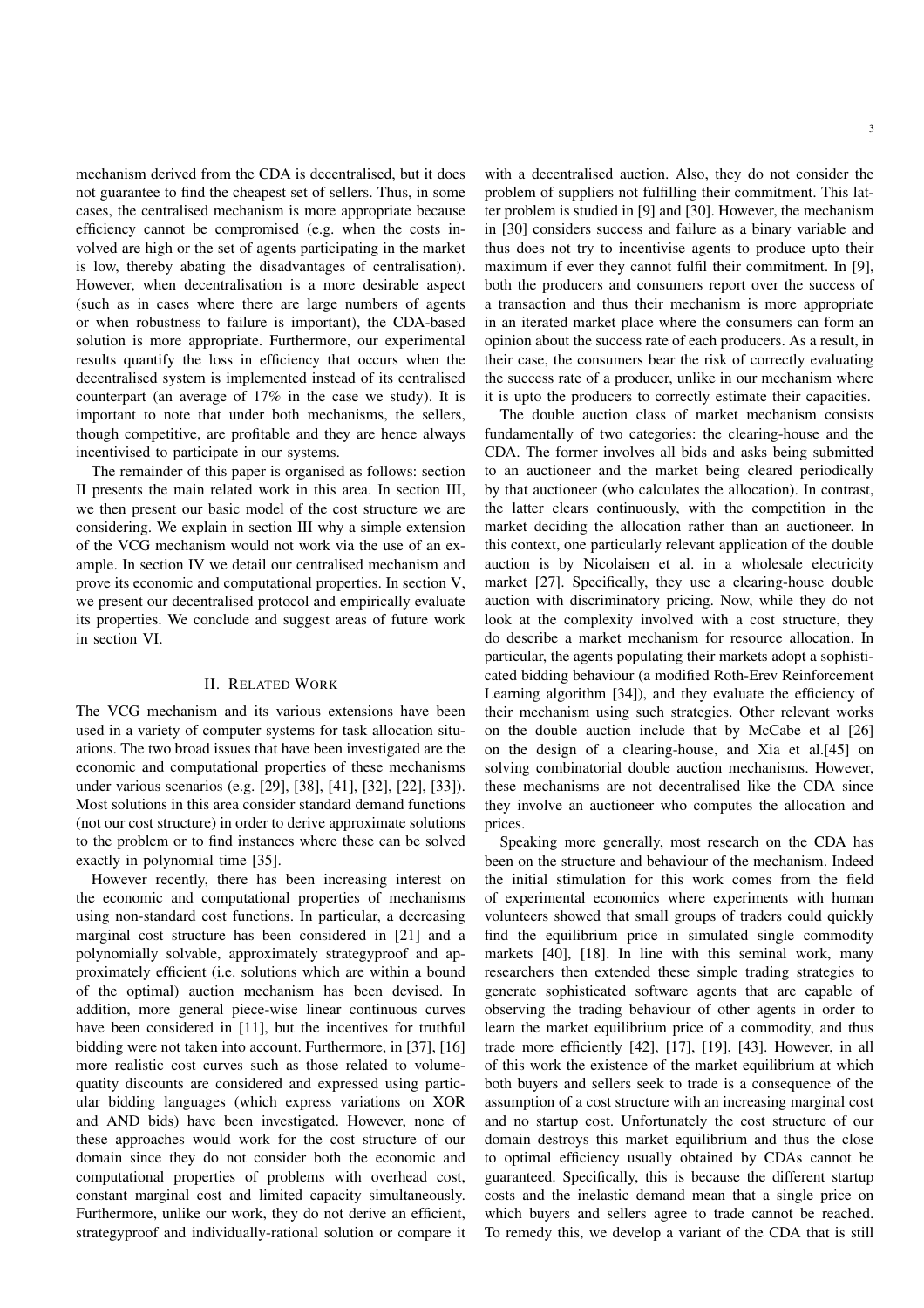mechanism derived from the CDA is decentralised, but it does not guarantee to find the cheapest set of sellers. Thus, in some cases, the centralised mechanism is more appropriate because efficiency cannot be compromised (e.g. when the costs involved are high or the set of agents participating in the market is low, thereby abating the disadvantages of centralisation). However, when decentralisation is a more desirable aspect (such as in cases where there are large numbers of agents or when robustness to failure is important), the CDA-based solution is more appropriate. Furthermore, our experimental results quantify the loss in efficiency that occurs when the decentralised system is implemented instead of its centralised counterpart (an average of 17% in the case we study). It is important to note that under both mechanisms, the sellers, though competitive, are profitable and they are hence always incentivised to participate in our systems.

The remainder of this paper is organised as follows: section II presents the main related work in this area. In section III, we then present our basic model of the cost structure we are considering. We explain in section III why a simple extension of the VCG mechanism would not work via the use of an example. In section IV we detail our centralised mechanism and prove its economic and computational properties. In section V, we present our decentralised protocol and empirically evaluate its properties. We conclude and suggest areas of future work in section VI.

## II. Related Work

The VCG mechanism and its various extensions have been used in a variety of computer systems for task allocation situations. The two broad issues that have been investigated are the economic and computational properties of these mechanisms under various scenarios (e.g. [29], [38], [41], [32], [22], [33]). Most solutions in this area consider standard demand functions (not our cost structure) in order to derive approximate solutions to the problem or to find instances where these can be solved exactly in polynomial time [35].

However recently, there has been increasing interest on the economic and computational properties of mechanisms using non-standard cost functions. In particular, a decreasing marginal cost structure has been considered in [21] and a polynomially solvable, approximately strategyproof and approximately efficient (i.e. solutions which are within a bound of the optimal) auction mechanism has been devised. In addition, more general piece-wise linear continuous curves have been considered in [11], but the incentives for truthful bidding were not taken into account. Furthermore, in [37], [16] more realistic cost curves such as those related to volume-quatity discounts are considered and expressed using particular bidding languages (which express variations on XOR and AND bids) have been investigated. However, none of these approaches would work for the cost structure of our domain since they do not consider both the economic and computational properties of problems with overhead cost, constant marginal cost and limited capacity simultaneously. Furthermore, unlike our work, they do not derive an efficient, strategyproof and individually-rational solution or compare it with a decentralised auction. Also, they do not consider the problem of suppliers not fulfilling their commitment. This latter problem is studied in [9] and [30]. However, the mechanism in [30] considers success and failure as a binary variable and thus does not try to incentivise agents to produce upto their maximum if ever they cannot fulfil their commitment. In [9], both the producers and consumers report over the success of a transaction and thus their mechanism is more appropriate in an iterated market place where the consumers can form an opinion about the success rate of each producers. As a result, in their case, the consumers bear the risk of correctly evaluating the success rate of a producer, unlike in our mechanism where it is upto the producers to correctly estimate their capacities.

The double auction class of market mechanism consists fundamentally of two categories: the clearing-house and the CDA. The former involves all bids and asks being submitted to an auctioneer and the market being cleared periodically by that auctioneer (who calculates the allocation). In contrast, the latter clears continuously, with the competition in the market deciding the allocation rather than an auctioneer. In this context, one particularly relevant application of the double auction is by Nicolaisen et al. in a wholesale electricity market [27]. Specifically, they use a clearing-house double auction with discriminatory pricing. Now, while they do not look at the complexity involved with a cost structure, they do describe a market mechanism for resource allocation. In particular, the agents populating their markets adopt a sophisticated bidding behaviour (a modified Roth-Erev Reinforcement Learning algorithm [34]), and they evaluate the efficiency of their mechanism using such strategies. Other relevant works on the double auction include that by McCabe et al [26] on the design of a clearing-house, and Xia et al.[45] on solving combinatorial double auction mechanisms. However, these mechanisms are not decentralised like the CDA since they involve an auctioneer who computes the allocation and prices.

Speaking more generally, most research on the CDA has been on the structure and behaviour of the mechanism. Indeed the initial stimulation for this work comes from the field of experimental economics where experiments with human volunteers showed that small groups of traders could quickly find the equilibrium price in simulated single commodity markets [40], [18]. In line with this seminal work, many researchers then extended these simple trading strategies to generate sophisticated software agents that are capable of observing the trading behaviour of other agents in order to learn the market equilibrium price of a commodity, and thus trade more efficiently [42], [17], [19], [43]. However, in all of this work the existence of the market equilibrium at which both buyers and sellers seek to trade is a consequence of the assumption of a cost structure with an increasing marginal cost and no startup cost. Unfortunately the cost structure of our domain destroys this market equilibrium and thus the close to optimal efficiency usually obtained by CDAs cannot be guaranteed. Specifically, this is because the different startup costs and the inelastic demand mean that a single price on which buyers and sellers agree to trade cannot be reached. To remedy this, we develop a variant of the CDA that is still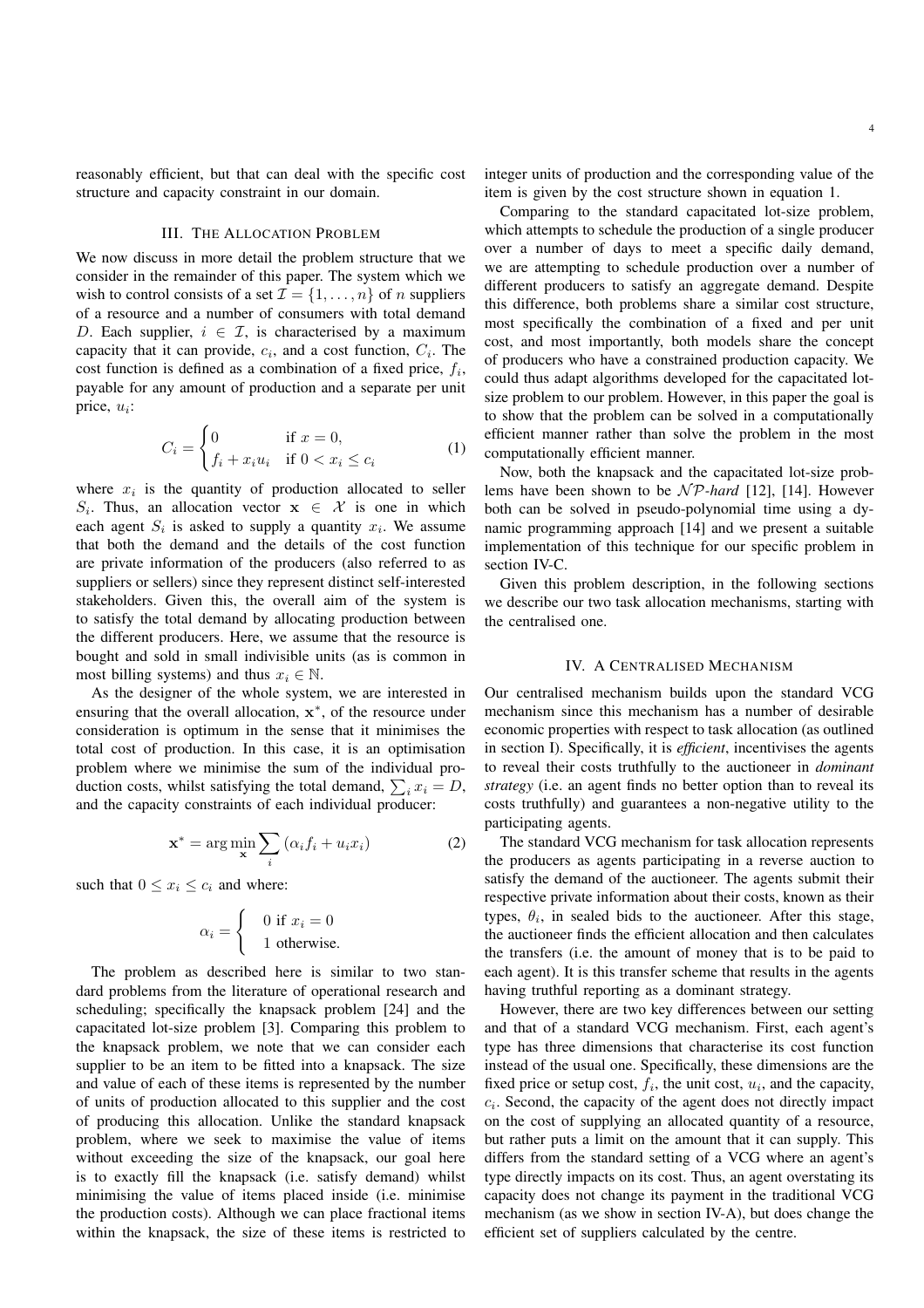reasonably efficient, but that can deal with the specific cost structure and capacity constraint in our domain.

## III. The Allocation Problem

We now discuss in more detail the problem structure that we consider in the remainder of this paper. The system which we wish to control consists of a set $\mathcal{I} = \{1, \ldots, n\}$ of $n$ suppliers of a resource and a number of consumers with total demand $D$. Each supplier, $i \in \mathcal{I}$, is characterised by a maximum capacity that it can provide, $c_i$, and a cost function, $C_i$. The cost function is defined as a combination of a fixed price, $f_i$, payable for any amount of production and a separate per unit price, $u_i$:

$$C_i = \begin{cases} 0 & \text{if } x = 0, \\ f_i + x_i u_i & \text{if } 0 < x_i \leq c_i \end{cases} \quad (1)$$

where $x_i$ is the quantity of production allocated to seller $S_i$. Thus, an allocation vector $\mathbf{x} \in \mathcal{X}$ is one in which each agent $S_i$ is asked to supply a quantity $x_i$. We assume that both the demand and the details of the cost function are private information of the producers (also referred to as suppliers or sellers) since they represent distinct self-interested stakeholders. Given this, the overall aim of the system is to satisfy the total demand by allocating production between the different producers. Here, we assume that the resource is bought and sold in small indivisible units (as is common in most billing systems) and thus $x_i \in \mathbb{N}$.

As the designer of the whole system, we are interested in ensuring that the overall allocation, $\mathbf{x}^*$, of the resource under consideration is optimum in the sense that it minimises the total cost of production. In this case, it is an optimisation problem where we minimise the sum of the individual production costs, whilst satisfying the total demand, $\sum_i x_i = D$, and the capacity constraints of each individual producer:

$$\mathbf{x}^* = \arg\min_{\mathbf{x}} \sum_i (\alpha_i f_i + u_i x_i) \quad (2)$$

such that $0 \leq x_i \leq c_i$ and where:

$$\alpha_i = \begin{cases} 0 \text{ if } x_i = 0 \\ 1 \text{ otherwise.} \end{cases}$$

The problem as described here is similar to two standard problems from the literature of operational research and scheduling; specifically the knapsack problem [24] and the capacitated lot-size problem [3]. Comparing this problem to the knapsack problem, we note that we can consider each supplier to be an item to be fitted into a knapsack. The size and value of each of these items is represented by the number of units of production allocated to this supplier and the cost of producing this allocation. Unlike the standard knapsack problem, where we seek to maximise the value of items without exceeding the size of the knapsack, our goal here is to exactly fill the knapsack (i.e. satisfy demand) whilst minimising the value of items placed inside (i.e. minimise the production costs). Although we can place fractional items within the knapsack, the size of these items is restricted to integer units of production and the corresponding value of the item is given by the cost structure shown in equation 1.

Comparing to the standard capacitated lot-size problem, which attempts to schedule the production of a single producer over a number of days to meet a specific daily demand, we are attempting to schedule production over a number of different producers to satisfy an aggregate demand. Despite this difference, both problems share a similar cost structure, most specifically the combination of a fixed and per unit cost, and most importantly, both models share the concept of producers who have a constrained production capacity. We could thus adapt algorithms developed for the capacitated lot-size problem to our problem. However, in this paper the goal is to show that the problem can be solved in a computationally efficient manner rather than solve the problem in the most computationally efficient manner.

Now, both the knapsack and the capacitated lot-size problems have been shown to be $\mathcal{NP}$-*hard* [12], [14]. However both can be solved in pseudo-polynomial time using a dynamic programming approach [14] and we present a suitable implementation of this technique for our specific problem in section IV-C.

Given this problem description, in the following sections we describe our two task allocation mechanisms, starting with the centralised one.

## IV. A Centralised Mechanism

Our centralised mechanism builds upon the standard VCG mechanism since this mechanism has a number of desirable economic properties with respect to task allocation (as outlined in section I). Specifically, it is *efficient*, incentivises the agents to reveal their costs truthfully to the auctioneer in *dominant strategy* (i.e. an agent finds no better option than to reveal its costs truthfully) and guarantees a non-negative utility to the participating agents.

The standard VCG mechanism for task allocation represents the producers as agents participating in a reverse auction to satisfy the demand of the auctioneer. The agents submit their respective private information about their costs, known as their types, $\theta_i$, in sealed bids to the auctioneer. After this stage, the auctioneer finds the efficient allocation and then calculates the transfers (i.e. the amount of money that is to be paid to each agent). It is this transfer scheme that results in the agents having truthful reporting as a dominant strategy.

However, there are two key differences between our setting and that of a standard VCG mechanism. First, each agent's type has three dimensions that characterise its cost function instead of the usual one. Specifically, these dimensions are the fixed price or setup cost, $f_i$, the unit cost, $u_i$, and the capacity, $c_i$. Second, the capacity of the agent does not directly impact on the cost of supplying an allocated quantity of a resource, but rather puts a limit on the amount that it can supply. This differs from the standard setting of a VCG where an agent's type directly impacts on its cost. Thus, an agent overstating its capacity does not change its payment in the traditional VCG mechanism (as we show in section IV-A), but does change the efficient set of suppliers calculated by the centre.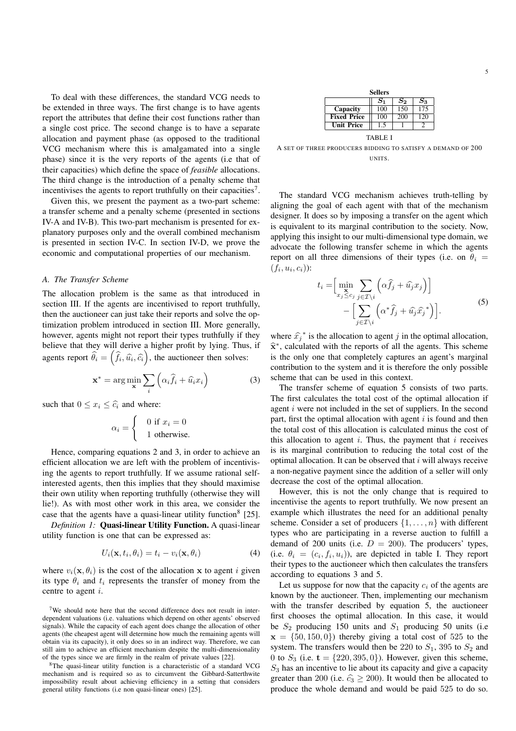To deal with these differences, the standard VCG needs to be extended in three ways. The first change is to have agents report the attributes that define their cost functions rather than a single cost price. The second change is to have a separate allocation and payment phase (as opposed to the traditional VCG mechanism where this is amalgamated into a single phase) since it is the very reports of the agents (i.e that of their capacities) which define the space of *feasible* allocations. The third change is the introduction of a penalty scheme that incentivises the agents to report truthfully on their capacities[7].

Given this, we present the payment as a two-part scheme: a transfer scheme and a penalty scheme (presented in sections IV-A and IV-B). This two-part mechanism is presented for explanatory purposes only and the overall combined mechanism is presented in section IV-C. In section IV-D, we prove the economic and computational properties of our mechanism.

### A. The Transfer Scheme

The allocation problem is the same as that introduced in section III. If the agents are incentivised to report truthfully, then the auctioneer can just take their reports and solve the optimization problem introduced in section III. More generally, however, agents might not report their types truthfully if they believe that they will derive a higher profit by lying. Thus, if agents report $\widehat{\theta}_i = \left(\widehat{f}_i, \widehat{u}_i, \widehat{c}_i\right)$, the auctioneer then solves:

$$\mathbf{x}^* = \arg\min_{\mathbf{x}} \sum_i \left(\alpha_i \widehat{f}_i + \widehat{u}_i x_i\right) \tag{3}$$

such that $0 \leq x_i \leq \widehat{c}_i$ and where:

$$\alpha_i = \begin{cases} 0 \text{ if } x_i = 0 \\ 1 \text{ otherwise.} \end{cases}$$

Hence, comparing equations 2 and 3, in order to achieve an efficient allocation we are left with the problem of incentivising the agents to report truthfully. If we assume rational self-interested agents, then this implies that they should maximise their own utility when reporting truthfully (otherwise they will lie!). As with most other work in this area, we consider the case that the agents have a quasi-linear utility function[8] [25].

*Definition 1:* **Quasi-linear Utility Function.** A quasi-linear utility function is one that can be expressed as:

$$U_i(\mathbf{x}, t_i, \theta_i) = t_i - v_i(\mathbf{x}, \theta_i) \tag{4}$$

where $v_i(\mathbf{x}, \theta_i)$ is the cost of the allocation $\mathbf{x}$ to agent $i$ given its type $\theta_i$ and $t_i$ represents the transfer of money from the centre to agent $i$.

[7] We should note here that the second difference does not result in interdependent valuations (i.e. valuations which depend on other agents' observed signals). While the capacity of each agent does change the allocation of other agents (the cheapest agent will determine how much the remaining agents will obtain via its capacity), it only does so in an indirect way. Therefore, we can still aim to achieve an efficient mechanism despite the multi-dimensionality of the types since we are firmly in the realm of private values [22].

[8] The quasi-linear utility function is a characteristic of a standard VCG mechanism and is required so as to circumvent the Gibbard-Satterthwite impossibility result about achieving efficiency in a setting that considers general utility functions (i.e non quasi-linear ones) [25].

| **Sellers** | $S_1$ | $S_2$ | $S_3$ |
|---|---|---|---|
| **Capacity** | 100 | 150 | 175 |
| **Fixed Price** | 100 | 200 | 120 |
| **Unit Price** | 1.5 | 1 | 2 |

TABLE I

A SET OF THREE PRODUCERS BIDDING TO SATISFY A DEMAND OF 200 UNITS.

The standard VCG mechanism achieves truth-telling by aligning the goal of each agent with that of the mechanism designer. It does so by imposing a transfer on the agent which is equivalent to its marginal contribution to the society. Now, applying this insight to our multi-dimensional type domain, we advocate the following transfer scheme in which the agents report on all three dimensions of their types (i.e. on $\theta_i = (f_i, u_i, c_i)$):

$$\begin{aligned} t_i = &\Big[\min_{\substack{\mathbf{x} \\ x_j \leq c_j}} \sum_{j \in \mathcal{I} \setminus i} \left(\alpha \widehat{f}_j + \widehat{u}_j x_j\right)\Big] \\ &- \Big[\sum_{j \in \mathcal{I} \setminus i} \left(\alpha^* \widehat{f}_j + \widehat{u}_j \widehat{x}_j^{\,*}\right)\Big]. \end{aligned} \tag{5}$$

where $\widehat{x}_j^{\,*}$ is the allocation to agent $j$ in the optimal allocation, $\widehat{\mathbf{x}}^*$, calculated with the reports of all the agents. This scheme is the only one that completely captures an agent's marginal contribution to the system and it is therefore the only possible scheme that can be used in this context.

The transfer scheme of equation 5 consists of two parts. The first calculates the total cost of the optimal allocation if agent $i$ were not included in the set of suppliers. In the second part, first the optimal allocation with agent $i$ is found and then the total cost of this allocation is calculated minus the cost of this allocation to agent $i$. Thus, the payment that $i$ receives is its marginal contribution to reducing the total cost of the optimal allocation. It can be observed that $i$ will always receive a non-negative payment since the addition of a seller will only decrease the cost of the optimal allocation.

However, this is not the only change that is required to incentivise the agents to report truthfully. We now present an example which illustrates the need for an additional penalty scheme. Consider a set of producers $\{1, \ldots, n\}$ with different types who are participating in a reverse auction to fulfill a demand of 200 units (i.e. $D = 200$). The producers' types, (i.e. $\theta_i = (c_i, f_i, u_i)$), are depicted in table I. They report their types to the auctioneer which then calculates the transfers according to equations 3 and 5.

Let us suppose for now that the capacity $c_i$ of the agents are known by the auctioneer. Then, implementing our mechanism with the transfer described by equation 5, the auctioneer first chooses the optimal allocation. In this case, it would be $S_2$ producing 150 units and $S_1$ producing 50 units (i.e $\mathbf{x} = \{50, 150, 0\}$) thereby giving a total cost of 525 to the system. The transfers would then be 220 to $S_1$, 395 to $S_2$ and 0 to $S_3$ (i.e. $\mathbf{t} = \{220, 395, 0\}$). However, given this scheme, $S_3$ has an incentive to lie about its capacity and give a capacity greater than 200 (i.e. $\widehat{c}_3 \geq 200$). It would then be allocated to produce the whole demand and would be paid 525 to do so.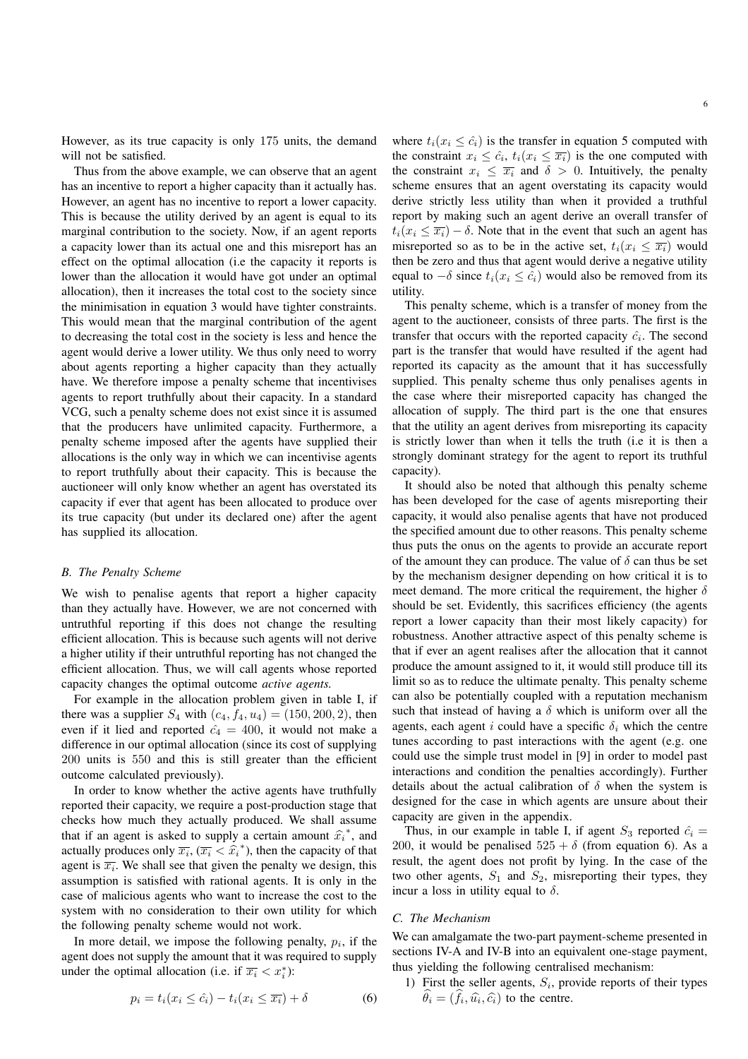However, as its true capacity is only 175 units, the demand will not be satisfied.

Thus from the above example, we can observe that an agent has an incentive to report a higher capacity than it actually has. However, an agent has no incentive to report a lower capacity. This is because the utility derived by an agent is equal to its marginal contribution to the society. Now, if an agent reports a capacity lower than its actual one and this misreport has an effect on the optimal allocation (i.e the capacity it reports is lower than the allocation it would have got under an optimal allocation), then it increases the total cost to the society since the minimisation in equation 3 would have tighter constraints. This would mean that the marginal contribution of the agent to decreasing the total cost in the society is less and hence the agent would derive a lower utility. We thus only need to worry about agents reporting a higher capacity than they actually have. We therefore impose a penalty scheme that incentivises agents to report truthfully about their capacity. In a standard VCG, such a penalty scheme does not exist since it is assumed that the producers have unlimited capacity. Furthermore, a penalty scheme imposed after the agents have supplied their allocations is the only way in which we can incentivise agents to report truthfully about their capacity. This is because the auctioneer will only know whether an agent has overstated its capacity if ever that agent has been allocated to produce over its true capacity (but under its declared one) after the agent has supplied its allocation.

### B. The Penalty Scheme

We wish to penalise agents that report a higher capacity than they actually have. However, we are not concerned with untruthful reporting if this does not change the resulting efficient allocation. This is because such agents will not derive a higher utility if their untruthful reporting has not changed the efficient allocation. Thus, we will call agents whose reported capacity changes the optimal outcome *active agents.*

For example in the allocation problem given in table I, if there was a supplier $S_4$ with $(c_4, f_4, u_4) = (150, 200, 2)$, then even if it lied and reported $\hat{c_4} = 400$, it would not make a difference in our optimal allocation (since its cost of supplying 200 units is 550 and this is still greater than the efficient outcome calculated previously).

In order to know whether the active agents have truthfully reported their capacity, we require a post-production stage that checks how much they actually produced. We shall assume that if an agent is asked to supply a certain amount $\widehat{x_i}^*$, and actually produces only $\overline{x_i}$, ($\overline{x_i} < \widehat{x_i}^*$), then the capacity of that agent is $\overline{x_i}$. We shall see that given the penalty we design, this assumption is satisfied with rational agents. It is only in the case of malicious agents who want to increase the cost to the system with no consideration to their own utility for which the following penalty scheme would not work.

In more detail, we impose the following penalty, $p_i$, if the agent does not supply the amount that it was required to supply under the optimal allocation (i.e. if $\overline{x_i} < x_i^*$):

$$p_i = t_i(x_i \leq \hat{c_i}) - t_i(x_i \leq \overline{x_i}) + \delta \tag{6}$$

where $t_i(x_i \leq \hat{c_i})$ is the transfer in equation 5 computed with the constraint $x_i \leq \hat{c_i}$, $t_i(x_i \leq \overline{x_i})$ is the one computed with the constraint $x_i \leq \overline{x_i}$ and $\delta > 0$. Intuitively, the penalty scheme ensures that an agent overstating its capacity would derive strictly less utility than when it provided a truthful report by making such an agent derive an overall transfer of $t_i(x_i \leq \overline{x_i}) - \delta$. Note that in the event that such an agent has misreported so as to be in the active set, $t_i(x_i \leq \overline{x_i})$ would then be zero and thus that agent would derive a negative utility equal to $-\delta$ since $t_i(x_i \leq \hat{c_i})$ would also be removed from its utility.

This penalty scheme, which is a transfer of money from the agent to the auctioneer, consists of three parts. The first is the transfer that occurs with the reported capacity $\hat{c_i}$. The second part is the transfer that would have resulted if the agent had reported its capacity as the amount that it has successfully supplied. This penalty scheme thus only penalises agents in the case where their misreported capacity has changed the allocation of supply. The third part is the one that ensures that the utility an agent derives from misreporting its capacity is strictly lower than when it tells the truth (i.e it is then a strongly dominant strategy for the agent to report its truthful capacity).

It should also be noted that although this penalty scheme has been developed for the case of agents misreporting their capacity, it would also penalise agents that have not produced the specified amount due to other reasons. This penalty scheme thus puts the onus on the agents to provide an accurate report of the amount they can produce. The value of $\delta$ can thus be set by the mechanism designer depending on how critical it is to meet demand. The more critical the requirement, the higher $\delta$ should be set. Evidently, this sacrifices efficiency (the agents report a lower capacity than their most likely capacity) for robustness. Another attractive aspect of this penalty scheme is that if ever an agent realises after the allocation that it cannot produce the amount assigned to it, it would still produce till its limit so as to reduce the ultimate penalty. This penalty scheme can also be potentially coupled with a reputation mechanism such that instead of having a $\delta$ which is uniform over all the agents, each agent $i$ could have a specific $\delta_i$ which the centre tunes according to past interactions with the agent (e.g. one could use the simple trust model in [9] in order to model past interactions and condition the penalties accordingly). Further details about the actual calibration of $\delta$ when the system is designed for the case in which agents are unsure about their capacity are given in the appendix.

Thus, in our example in table I, if agent $S_3$ reported $\hat{c_i} = 200$, it would be penalised $525 + \delta$ (from equation 6). As a result, the agent does not profit by lying. In the case of the two other agents, $S_1$ and $S_2$, misreporting their types, they incur a loss in utility equal to $\delta$.

### C. The Mechanism

We can amalgamate the two-part payment-scheme presented in sections IV-A and IV-B into an equivalent one-stage payment, thus yielding the following centralised mechanism:

1) First the seller agents, $S_i$, provide reports of their types $\widehat{\theta_i} = (\widehat{f_i}, \widehat{u_i}, \widehat{c_i})$ to the centre.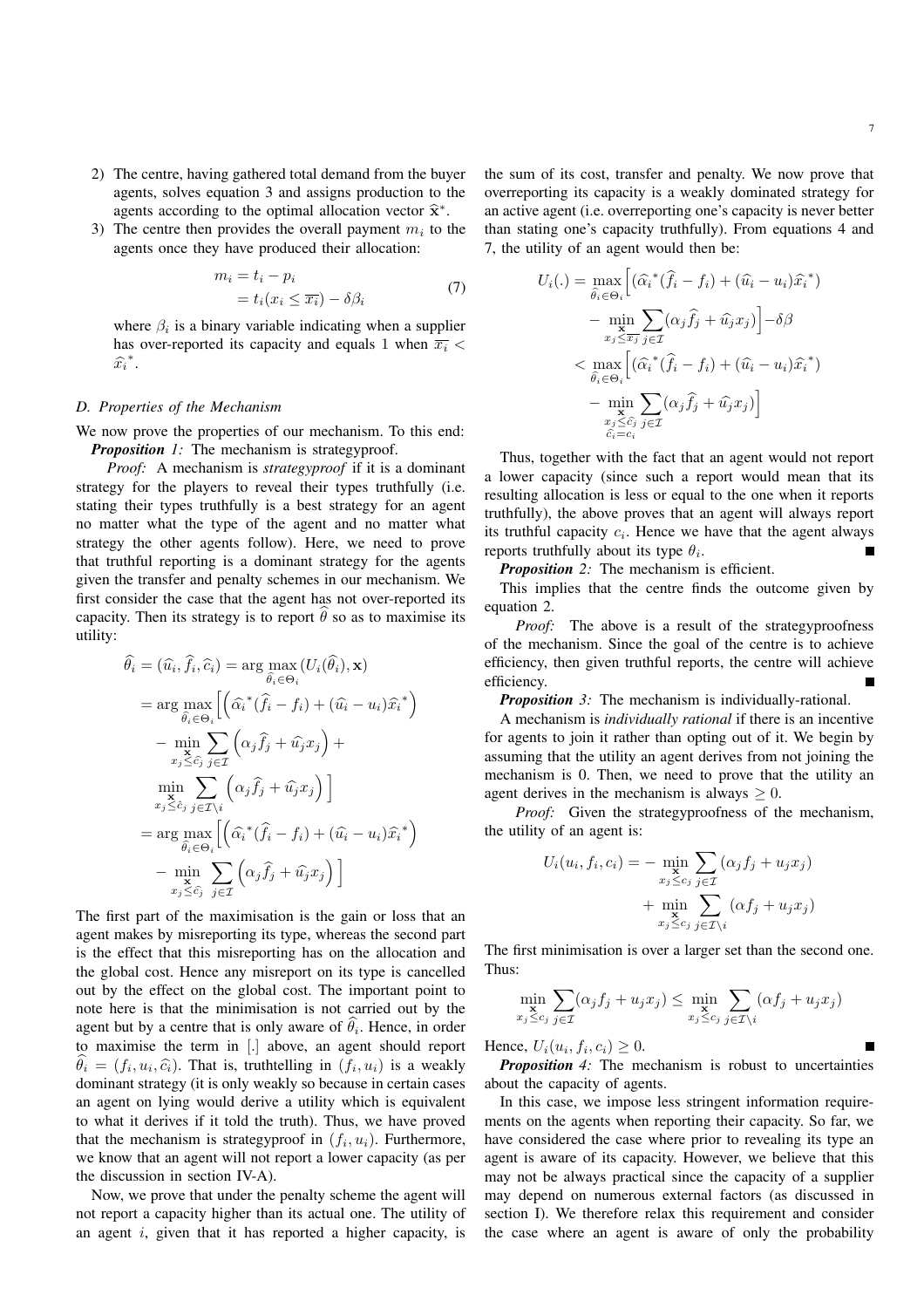2) The centre, having gathered total demand from the buyer agents, solves equation 3 and assigns production to the agents according to the optimal allocation vector $\widehat{\mathbf{x}}^*$.
3) The centre then provides the overall payment $m_i$ to the agents once they have produced their allocation:

$$
\begin{aligned}
m_i &= t_i - p_i \\
&= t_i(x_i \leq \overline{x_i}) - \delta\beta_i
\end{aligned}
\tag{7}
$$

where $\beta_i$ is a binary variable indicating when a supplier has over-reported its capacity and equals 1 when $\overline{x_i} < \widehat{x_i}^*$.

### D. Properties of the Mechanism

We now prove the properties of our mechanism. To this end:

***Proposition 1:*** The mechanism is strategyproof.

*Proof:* A mechanism is *strategyproof* if it is a dominant strategy for the players to reveal their types truthfully (i.e. stating their types truthfully is a best strategy for an agent no matter what the type of the agent and no matter what strategy the other agents follow). Here, we need to prove that truthful reporting is a dominant strategy for the agents given the transfer and penalty schemes in our mechanism. We first consider the case that the agent has not over-reported its capacity. Then its strategy is to report $\widehat{\theta}$ so as to maximise its utility:

$$
\begin{aligned}
\widehat{\theta}_i = (\widehat{u}_i, \widehat{f}_i, \widehat{c}_i) &= \arg\max_{\widehat{\theta}_i \in \Theta_i} (U_i(\widehat{\theta}_i), \mathbf{x}) \\
&= \arg\max_{\widehat{\theta}_i \in \Theta_i} \Big[ \Big( \widehat{\alpha}_i^*(\widehat{f}_i - f_i) + (\widehat{u}_i - u_i)\widehat{x}_i^* \Big) \\
&\quad - \min_{\substack{\mathbf{x} \\ x_j \leq \widehat{c}_j}} \sum_{j \in \mathcal{I}} \Big( \alpha_j \widehat{f}_j + \widehat{u}_j x_j \Big) + \\
&\quad \min_{\substack{\mathbf{x} \\ x_j \leq \widehat{c}_j}} \sum_{j \in \mathcal{I} \setminus i} \Big( \alpha_j \widehat{f}_j + \widehat{u}_j x_j \Big) \Big] \\
&= \arg\max_{\widehat{\theta}_i \in \Theta_i} \Big[ \Big( \widehat{\alpha}_i^*(\widehat{f}_i - f_i) + (\widehat{u}_i - u_i)\widehat{x}_i^* \Big) \\
&\quad - \min_{\substack{\mathbf{x} \\ x_j \leq \widehat{c}_j}} \sum_{j \in \mathcal{I}} \Big( \alpha_j \widehat{f}_j + \widehat{u}_j x_j \Big) \Big]
\end{aligned}
$$

The first part of the maximisation is the gain or loss that an agent makes by misreporting its type, whereas the second part is the effect that this misreporting has on the allocation and the global cost. Hence any misreport on its type is cancelled out by the effect on the global cost. The important point to note here is that the minimisation is not carried out by the agent but by a centre that is only aware of $\widehat{\theta}_i$. Hence, in order to maximise the term in [.] above, an agent should report $\widehat{\theta}_i = (f_i, u_i, \widehat{c}_i)$. That is, truthtelling in $(f_i, u_i)$ is a weakly dominant strategy (it is only weakly so because in certain cases an agent on lying would derive a utility which is equivalent to what it derives if it told the truth). Thus, we have proved that the mechanism is strategyproof in $(f_i, u_i)$. Furthermore, we know that an agent will not report a lower capacity (as per the discussion in section IV-A).

Now, we prove that under the penalty scheme the agent will not report a capacity higher than its actual one. The utility of an agent $i$, given that it has reported a higher capacity, is the sum of its cost, transfer and penalty. We now prove that overreporting its capacity is a weakly dominated strategy for an active agent (i.e. overreporting one's capacity is never better than stating one's capacity truthfully). From equations 4 and 7, the utility of an agent would then be:

$$
\begin{aligned}
U_i(.) &= \max_{\widehat{\theta}_i \in \Theta_i} \Big[ (\widehat{\alpha}_i^*(\widehat{f}_i - f_i) + (\widehat{u}_i - u_i)\widehat{x}_i^*) \\
&\quad - \min_{\substack{\mathbf{x} \\ x_j \leq \overline{x_j}}} \sum_{j \in \mathcal{I}} (\alpha_j \widehat{f}_j + \widehat{u}_j x_j) \Big] - \delta\beta \\
&< \max_{\widehat{\theta}_i \in \Theta_i} \Big[ (\widehat{\alpha}_i^*(\widehat{f}_i - f_i) + (\widehat{u}_i - u_i)\widehat{x}_i^*) \\
&\quad - \min_{\substack{\mathbf{x} \\ x_j \leq \widehat{c}_j \\ \widehat{c}_i = c_i}} \sum_{j \in \mathcal{I}} (\alpha_j \widehat{f}_j + \widehat{u}_j x_j) \Big]
\end{aligned}
$$

Thus, together with the fact that an agent would not report a lower capacity (since such a report would mean that its resulting allocation is less or equal to the one when it reports truthfully), the above proves that an agent will always report its truthful capacity $c_i$. Hence we have that the agent always reports truthfully about its type $\theta_i$. ■

***Proposition 2:*** The mechanism is efficient.

This implies that the centre finds the outcome given by equation 2.

*Proof:* The above is a result of the strategyproofness of the mechanism. Since the goal of the centre is to achieve efficiency, then given truthful reports, the centre will achieve efficiency. ■

***Proposition 3:*** The mechanism is individually-rational.

A mechanism is *individually rational* if there is an incentive for agents to join it rather than opting out of it. We begin by assuming that the utility an agent derives from not joining the mechanism is 0. Then, we need to prove that the utility an agent derives in the mechanism is always $\geq 0$.

*Proof:* Given the strategyproofness of the mechanism, the utility of an agent is:

$$
\begin{aligned}
U_i(u_i, f_i, c_i) = &- \min_{\substack{\mathbf{x} \\ x_j \leq c_j}} \sum_{j \in \mathcal{I}} (\alpha_j f_j + u_j x_j) \\
&+ \min_{\substack{\mathbf{x} \\ x_j \leq c_j}} \sum_{j \in \mathcal{I} \setminus i} (\alpha f_j + u_j x_j)
\end{aligned}
$$

The first minimisation is over a larger set than the second one. Thus:

$$
\min_{\substack{\mathbf{x} \\ x_j \leq c_j}} \sum_{j \in \mathcal{I}} (\alpha_j f_j + u_j x_j) \leq \min_{\substack{\mathbf{x} \\ x_j \leq c_j}} \sum_{j \in \mathcal{I} \setminus i} (\alpha f_j + u_j x_j)
$$

Hence, $U_i(u_i, f_i, c_i) \geq 0$. ■

***Proposition 4:*** The mechanism is robust to uncertainties about the capacity of agents.

In this case, we impose less stringent information requirements on the agents when reporting their capacity. So far, we have considered the case where prior to revealing its type an agent is aware of its capacity. However, we believe that this may not be always practical since the capacity of a supplier may depend on numerous external factors (as discussed in section I). We therefore relax this requirement and consider the case where an agent is aware of only the probability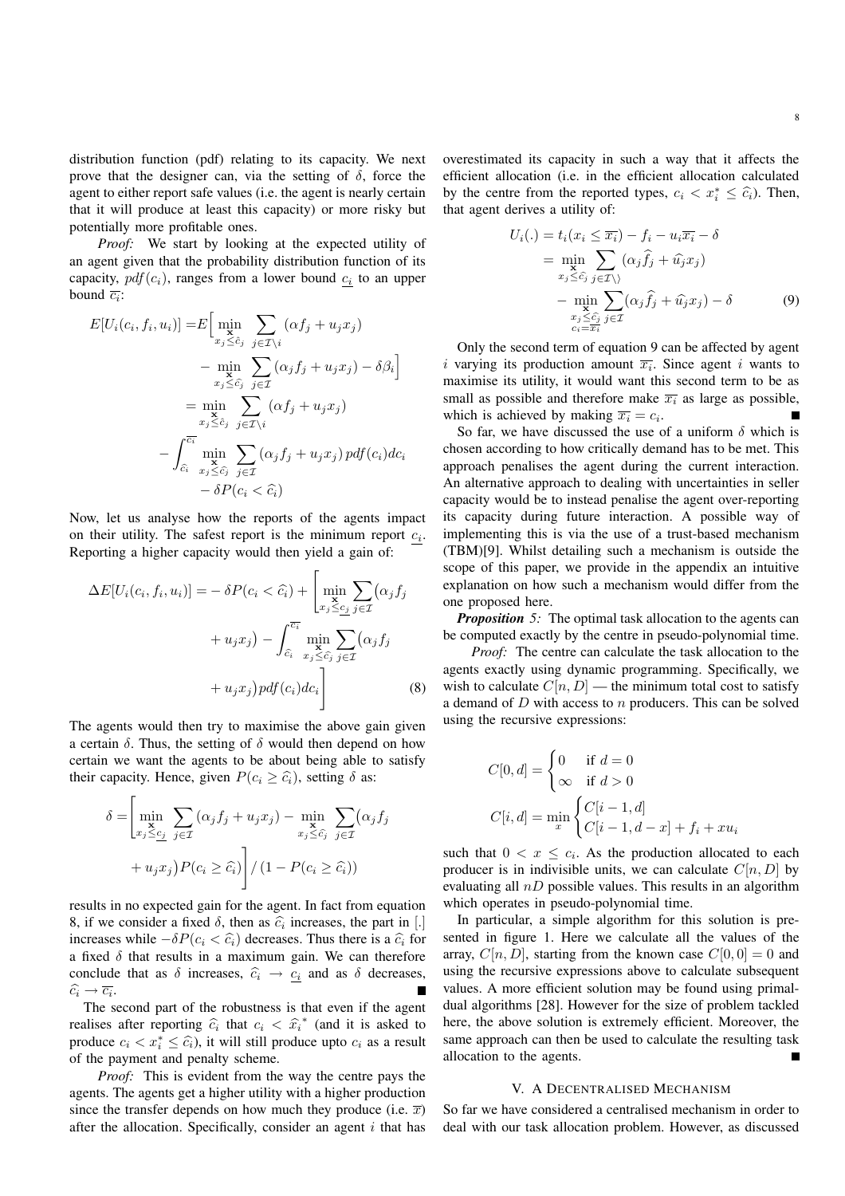distribution function (pdf) relating to its capacity. We next prove that the designer can, via the setting of $\delta$, force the agent to either report safe values (i.e. the agent is nearly certain that it will produce at least this capacity) or more risky but potentially more profitable ones.

*Proof:* We start by looking at the expected utility of an agent given that the probability distribution function of its capacity, $pdf(c_i)$, ranges from a lower bound $\underline{c_i}$ to an upper bound $\overline{c_i}$:

$$
\begin{aligned}
E[U_i(c_i, f_i, u_i)] =& E\Big[\min_{x_j \leq \hat{c}_j} \sum_{j \in \mathcal{I} \setminus i} (\alpha f_j + u_j x_j) \\
& - \min_{\substack{\mathbf{x} \\ x_j \leq \hat{c}_j}} \sum_{j \in \mathcal{I}} (\alpha_j f_j + u_j x_j) - \delta \beta_i\Big] \\
=& \min_{x_j \leq \hat{c}_j} \sum_{j \in \mathcal{I} \setminus i} (\alpha f_j + u_j x_j) \\
& - \int_{\hat{c}_i}^{\overline{c_i}} \min_{\substack{\mathbf{x} \\ x_j \leq \hat{c}_j}} \sum_{j \in \mathcal{I}} (\alpha_j f_j + u_j x_j) \, pdf(c_i) dc_i \\
& - \delta P(c_i < \hat{c}_i)
\end{aligned}
$$

Now, let us analyse how the reports of the agents impact on their utility. The safest report is the minimum report $\underline{c_i}$. Reporting a higher capacity would then yield a gain of:

$$
\begin{aligned}
\Delta E[U_i(c_i, f_i, u_i)] =& -\delta P(c_i < \hat{c}_i) + \Bigg[\min_{\substack{\mathbf{x} \\ x_j \leq \underline{c_j}}} \sum_{j \in \mathcal{I}} \big(\alpha_j f_j \\
& + u_j x_j\big) - \int_{\hat{c}_i}^{\overline{c_i}} \min_{\substack{\mathbf{x} \\ x_j \leq \hat{c}_j}} \sum_{j \in \mathcal{I}} \big(\alpha_j f_j \\
& + u_j x_j\big) pdf(c_i) dc_i\Bigg] \qquad (8)
\end{aligned}
$$

The agents would then try to maximise the above gain given a certain $\delta$. Thus, the setting of $\delta$ would then depend on how certain we want the agents to be about being able to satisfy their capacity. Hence, given $P(c_i \geq \hat{c}_i)$, setting $\delta$ as:

$$
\begin{aligned}
\delta =& \Bigg[\min_{\substack{\mathbf{x} \\ x_j \leq \underline{c_j}}} \sum_{j \in \mathcal{I}} (\alpha_j f_j + u_j x_j) - \min_{\substack{\mathbf{x} \\ x_j \leq \hat{c}_j}} \sum_{j \in \mathcal{I}} \big(\alpha_j f_j \\
& + u_j x_j\big) P(c_i \geq \hat{c}_i)\Bigg] / \left(1 - P(c_i \geq \hat{c}_i)\right)
\end{aligned}
$$

results in no expected gain for the agent. In fact from equation 8, if we consider a fixed $\delta$, then as $\hat{c}_i$ increases, the part in [.] increases while $-\delta P(c_i < \hat{c}_i)$ decreases. Thus there is a $\hat{c}_i$ for a fixed $\delta$ that results in a maximum gain. We can therefore conclude that as $\delta$ increases, $\hat{c}_i \to \underline{c_i}$ and as $\delta$ decreases, $\hat{c}_i \to \overline{c_i}$. ∎

The second part of the robustness is that even if the agent realises after reporting $\hat{c}_i$ that $c_i < \hat{x}_i^*$ (and it is asked to produce $c_i < x_i^* \leq \hat{c}_i$), it will still produce upto $c_i$ as a result of the payment and penalty scheme.

*Proof:* This is evident from the way the centre pays the agents. The agents get a higher utility with a higher production since the transfer depends on how much they produce (i.e. $\overline{x}$) after the allocation. Specifically, consider an agent $i$ that has overestimated its capacity in such a way that it affects the efficient allocation (i.e. in the efficient allocation calculated by the centre from the reported types, $c_i < x_i^* \leq \hat{c}_i$). Then, that agent derives a utility of:

$$
\begin{aligned}
U_i(.) &= t_i(x_i \leq \overline{x_i}) - f_i - u_i \overline{x_i} - \delta \\
&= \min_{\substack{\mathbf{x} \\ x_j \leq \hat{c}_j}} \sum_{j \in \mathcal{I} \setminus \rangle} (\alpha_j \hat{f}_j + \hat{u}_j x_j) \\
&\quad - \min_{\substack{\mathbf{x} \\ x_j \leq \hat{c}_j \\ c_i = \overline{x_i}}} \sum_{j \in \mathcal{I}} (\alpha_j \hat{f}_j + \hat{u}_j x_j) - \delta \qquad (9)
\end{aligned}
$$

Only the second term of equation 9 can be affected by agent $i$ varying its production amount $\overline{x_i}$. Since agent $i$ wants to maximise its utility, it would want this second term to be as small as possible and therefore make $\overline{x_i}$ as large as possible, which is achieved by making $\overline{x_i} = c_i$. ∎

So far, we have discussed the use of a uniform $\delta$ which is chosen according to how critically demand has to be met. This approach penalises the agent during the current interaction. An alternative approach to dealing with uncertainties in seller capacity would be to instead penalise the agent over-reporting its capacity during future interaction. A possible way of implementing this is via the use of a trust-based mechanism (TBM)[9]. Whilst detailing such a mechanism is outside the scope of this paper, we provide in the appendix an intuitive explanation on how such a mechanism would differ from the one proposed here.

***Proposition 5:*** The optimal task allocation to the agents can be computed exactly by the centre in pseudo-polynomial time.

*Proof:* The centre can calculate the task allocation to the agents exactly using dynamic programming. Specifically, we wish to calculate $C[n, D]$ — the minimum total cost to satisfy a demand of $D$ with access to $n$ producers. This can be solved using the recursive expressions:

$$
C[0, d] = \begin{cases} 0 & \text{if } d = 0 \\ \infty & \text{if } d > 0 \end{cases}
$$

$$
C[i, d] = \min_x \begin{cases} C[i-1, d] \\ C[i-1, d-x] + f_i + x u_i \end{cases}
$$

such that $0 < x \leq c_i$. As the production allocated to each producer is in indivisible units, we can calculate $C[n, D]$ by evaluating all $nD$ possible values. This results in an algorithm which operates in pseudo-polynomial time.

In particular, a simple algorithm for this solution is presented in figure 1. Here we calculate all the values of the array, $C[n, D]$, starting from the known case $C[0, 0] = 0$ and using the recursive expressions above to calculate subsequent values. A more efficient solution may be found using primal-dual algorithms [28]. However for the size of problem tackled here, the above solution is extremely efficient. Moreover, the same approach can then be used to calculate the resulting task allocation to the agents. ∎

## V. A Decentralised Mechanism

So far we have considered a centralised mechanism in order to deal with our task allocation problem. However, as discussed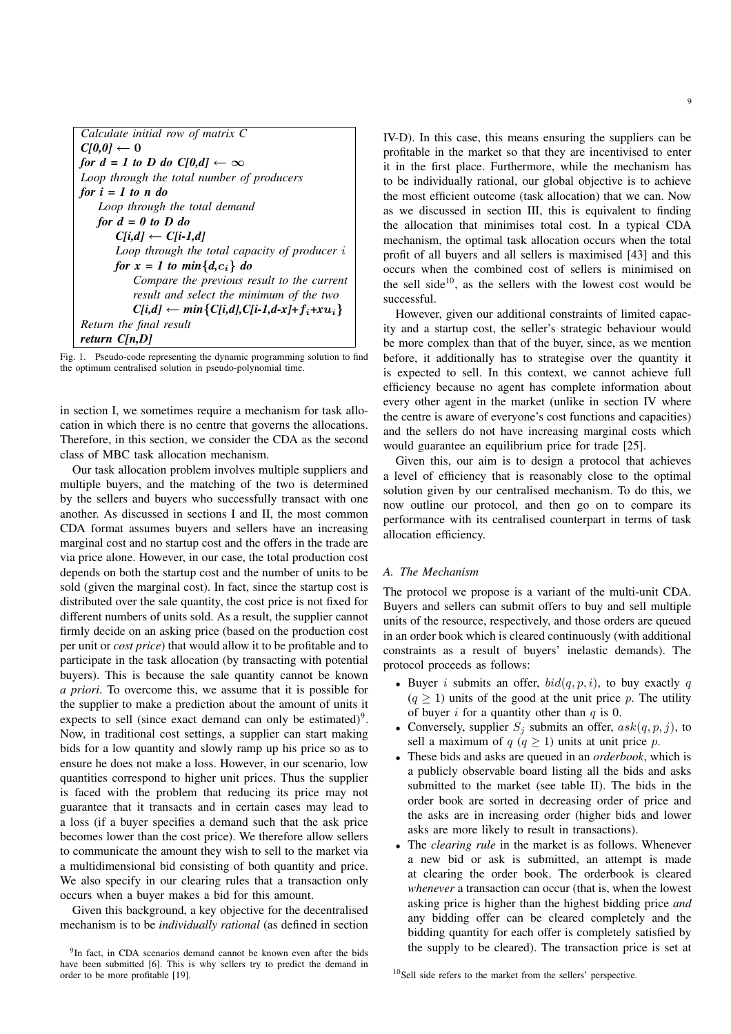```
Calculate initial row of matrix C
C[0,0] ← 0
for d = 1 to D do C[0,d] ← ∞
Loop through the total number of producers
for i = 1 to n do
    Loop through the total demand
    for d = 0 to D do
        C[i,d] ← C[i-1,d]
        Loop through the total capacity of producer i
        for x = 1 to min{d,c_i} do
            Compare the previous result to the current
            result and select the minimum of the two
            C[i,d] ← min{C[i,d],C[i-1,d-x]+f_i+xu_i}
Return the final result
return C[n,D]
```

Fig. 1. Pseudo-code representing the dynamic programming solution to find the optimum centralised solution in pseudo-polynomial time.

in section I, we sometimes require a mechanism for task allocation in which there is no centre that governs the allocations. Therefore, in this section, we consider the CDA as the second class of MBC task allocation mechanism.

Our task allocation problem involves multiple suppliers and multiple buyers, and the matching of the two is determined by the sellers and buyers who successfully transact with one another. As discussed in sections I and II, the most common CDA format assumes buyers and sellers have an increasing marginal cost and no startup cost and the offers in the trade are via price alone. However, in our case, the total production cost depends on both the startup cost and the number of units to be sold (given the marginal cost). In fact, since the startup cost is distributed over the sale quantity, the cost price is not fixed for different numbers of units sold. As a result, the supplier cannot firmly decide on an asking price (based on the production cost per unit or *cost price*) that would allow it to be profitable and to participate in the task allocation (by transacting with potential buyers). This is because the sale quantity cannot be known *a priori*. To overcome this, we assume that it is possible for the supplier to make a prediction about the amount of units it expects to sell (since exact demand can only be estimated)[9]. Now, in traditional cost settings, a supplier can start making bids for a low quantity and slowly ramp up his price so as to ensure he does not make a loss. However, in our scenario, low quantities correspond to higher unit prices. Thus the supplier is faced with the problem that reducing its price may not guarantee that it transacts and in certain cases may lead to a loss (if a buyer specifies a demand such that the ask price becomes lower than the cost price). We therefore allow sellers to communicate the amount they wish to sell to the market via a multidimensional bid consisting of both quantity and price. We also specify in our clearing rules that a transaction only occurs when a buyer makes a bid for this amount.

Given this background, a key objective for the decentralised mechanism is to be *individually rational* (as defined in section IV-D). In this case, this means ensuring the suppliers can be profitable in the market so that they are incentivised to enter it in the first place. Furthermore, while the mechanism has to be individually rational, our global objective is to achieve the most efficient outcome (task allocation) that we can. Now as we discussed in section III, this is equivalent to finding the allocation that minimises total cost. In a typical CDA mechanism, the optimal task allocation occurs when the total profit of all buyers and all sellers is maximised [43] and this occurs when the combined cost of sellers is minimised on the sell side[10], as the sellers with the lowest cost would be successful.

However, given our additional constraints of limited capacity and a startup cost, the seller's strategic behaviour would be more complex than that of the buyer, since, as we mention before, it additionally has to strategise over the quantity it is expected to sell. In this context, we cannot achieve full efficiency because no agent has complete information about every other agent in the market (unlike in section IV where the centre is aware of everyone's cost functions and capacities) and the sellers do not have increasing marginal costs which would guarantee an equilibrium price for trade [25].

Given this, our aim is to design a protocol that achieves a level of efficiency that is reasonably close to the optimal solution given by our centralised mechanism. To do this, we now outline our protocol, and then go on to compare its performance with its centralised counterpart in terms of task allocation efficiency.

### A. The Mechanism

The protocol we propose is a variant of the multi-unit CDA. Buyers and sellers can submit offers to buy and sell multiple units of the resource, respectively, and those orders are queued in an order book which is cleared continuously (with additional constraints as a result of buyers' inelastic demands). The protocol proceeds as follows:

- Buyer $i$ submits an offer, $bid(q, p, i)$, to buy exactly $q$ ($q \geq 1$) units of the good at the unit price $p$. The utility of buyer $i$ for a quantity other than $q$ is 0.
- Conversely, supplier $S_j$ submits an offer, $ask(q, p, j)$, to sell a maximum of $q$ ($q \geq 1$) units at unit price $p$.
- These bids and asks are queued in an *orderbook*, which is a publicly observable board listing all the bids and asks submitted to the market (see table II). The bids in the order book are sorted in decreasing order of price and the asks are in increasing order (higher bids and lower asks are more likely to result in transactions).
- The *clearing rule* in the market is as follows. Whenever a new bid or ask is submitted, an attempt is made at clearing the order book. The orderbook is cleared *whenever* a transaction can occur (that is, when the lowest asking price is higher than the highest bidding price *and* any bidding offer can be cleared completely and the bidding quantity for each offer is completely satisfied by the supply to be cleared). The transaction price is set at

[9] In fact, in CDA scenarios demand cannot be known even after the bids have been submitted [6]. This is why sellers try to predict the demand in order to be more profitable [19].

[10] Sell side refers to the market from the sellers' perspective.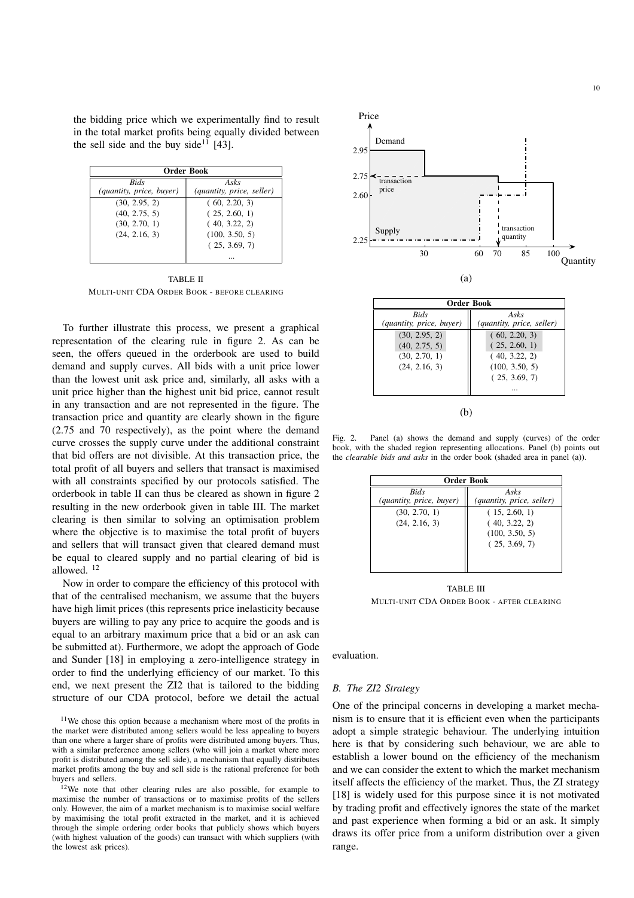the bidding price which we experimentally find to result in the total market profits being equally divided between the sell side and the buy side[11] [43].

| Order Book | |
|---|---|
| *Bids (quantity, price, buyer)* | *Asks (quantity, price, seller)* |
| (30, 2.95, 2) | ( 60, 2.20, 3) |
| (40, 2.75, 5) | ( 25, 2.60, 1) |
| (30, 2.70, 1) | ( 40, 3.22, 2) |
| (24, 2.16, 3) | (100, 3.50, 5) |
| | ( 25, 3.69, 7) |
| | ... |

TABLE II
MULTI-UNIT CDA ORDER BOOK - BEFORE CLEARING

To further illustrate this process, we present a graphical representation of the clearing rule in figure 2. As can be seen, the offers queued in the orderbook are used to build demand and supply curves. All bids with a unit price lower than the lowest unit ask price and, similarly, all asks with a unit price higher than the highest unit bid price, cannot result in any transaction and are not represented in the figure. The transaction price and quantity are clearly shown in the figure (2.75 and 70 respectively), as the point where the demand curve crosses the supply curve under the additional constraint that bid offers are not divisible. At this transaction price, the total profit of all buyers and sellers that transact is maximised with all constraints specified by our protocols satisfied. The orderbook in table II can thus be cleared as shown in figure 2 resulting in the new orderbook given in table III. The market clearing is then similar to solving an optimisation problem where the objective is to maximise the total profit of buyers and sellers that will transact given that cleared demand must be equal to cleared supply and no partial clearing of bid is allowed. [12]

Now in order to compare the efficiency of this protocol with that of the centralised mechanism, we assume that the buyers have high limit prices (this represents price inelasticity because buyers are willing to pay any price to acquire the goods and is equal to an arbitrary maximum price that a bid or an ask can be submitted at). Furthermore, we adopt the approach of Gode and Sunder [18] in employing a zero-intelligence strategy in order to find the underlying efficiency of our market. To this end, we next present the ZI2 that is tailored to the bidding structure of our CDA protocol, before we detail the actual evaluation.

[11] We chose this option because a mechanism where most of the profits in the market were distributed among sellers would be less appealing to buyers than one where a larger share of profits were distributed among buyers. Thus, with a similar preference among sellers (who will join a market where more profit is distributed among the sell side), a mechanism that equally distributes market profits among the buy and sell side is the rational preference for both buyers and sellers.

[12] We note that other clearing rules are also possible, for example to maximise the number of transactions or to maximise profits of the sellers only. However, the aim of a market mechanism is to maximise social welfare by maximising the total profit extracted in the market, and it is achieved through the simple ordering order books that publicly shows which buyers (with highest valuation of the goods) can transact with which suppliers (with the lowest ask prices).

(a)

| Order Book | |
|---|---|
| *Bids (quantity, price, buyer)* | *Asks (quantity, price, seller)* |
| (30, 2.95, 2) | ( 60, 2.20, 3) |
| (40, 2.75, 5) | ( 25, 2.60, 1) |
| (30, 2.70, 1) | ( 40, 3.22, 2) |
| (24, 2.16, 3) | (100, 3.50, 5) |
| | ( 25, 3.69, 7) |
| | ... |

(b)

Fig. 2. Panel (a) shows the demand and supply (curves) of the order book, with the shaded region representing allocations. Panel (b) points out the *clearable bids and asks* in the order book (shaded area in panel (a)).

| Order Book | |
|---|---|
| *Bids (quantity, price, buyer)* | *Asks (quantity, price, seller)* |
| (30, 2.70, 1) | ( 15, 2.60, 1) |
| (24, 2.16, 3) | ( 40, 3.22, 2) |
| | (100, 3.50, 5) |
| | ( 25, 3.69, 7) |

TABLE III
MULTI-UNIT CDA ORDER BOOK - AFTER CLEARING

### B. The ZI2 Strategy

One of the principal concerns in developing a market mechanism is to ensure that it is efficient even when the participants adopt a simple strategic behaviour. The underlying intuition here is that by considering such behaviour, we are able to establish a lower bound on the efficiency of the mechanism and we can consider the extent to which the market mechanism itself affects the efficiency of the market. Thus, the ZI strategy [18] is widely used for this purpose since it is not motivated by trading profit and effectively ignores the state of the market and past experience when forming a bid or an ask. It simply draws its offer price from a uniform distribution over a given range.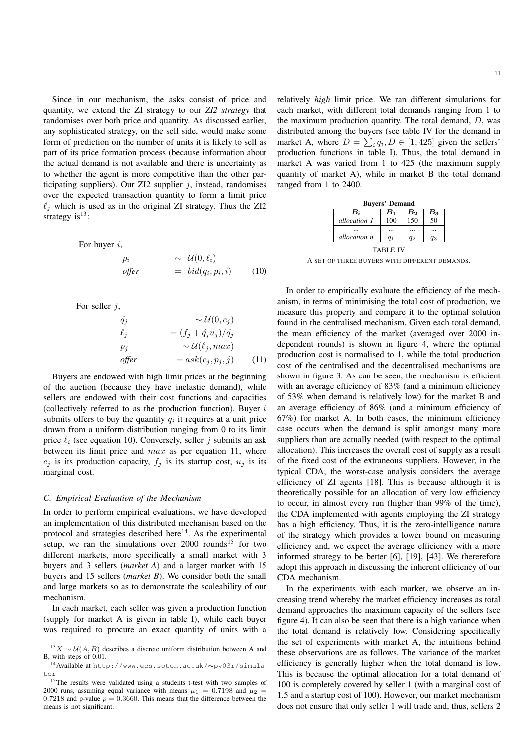Since in our mechanism, the asks consist of price and quantity, we extend the ZI strategy to our *ZI2 strategy* that randomises over both price and quantity. As discussed earlier, any sophisticated strategy, on the sell side, would make some form of prediction on the number of units it is likely to sell as part of its price formation process (because information about the actual demand is not available and there is uncertainty as to whether the agent is more competitive than the other participating suppliers). Our ZI2 supplier $j$, instead, randomises over the expected transaction quantity to form a limit price $\ell_j$ which is used as in the original ZI strategy. Thus the ZI2 strategy is[13]:

For buyer $i$,

$$\begin{aligned} p_i &\sim \mathcal{U}(0, \ell_i) \\ \textit{offer} &= bid(q_i, p_i, i) \end{aligned} \tag{10}$$

For seller $j$,

$$\begin{aligned} \hat{q}_j &\sim \mathcal{U}(0, c_j) \\ \ell_j &= (f_j + \hat{q}_j u_j)/\hat{q}_j \\ p_j &\sim \mathcal{U}(\ell_j, max) \\ \textit{offer} &= ask(c_j, p_j, j) \end{aligned} \tag{11}$$

Buyers are endowed with high limit prices at the beginning of the auction (because they have inelastic demand), while sellers are endowed with their cost functions and capacities (collectively referred to as the production function). Buyer $i$ submits offers to buy the quantity $q_i$ it requires at a unit price drawn from a uniform distribution ranging from 0 to its limit price $\ell_i$ (see equation 10). Conversely, seller $j$ submits an ask between its limit price and $max$ as per equation 11, where $c_j$ is its production capacity, $f_j$ is its startup cost, $u_j$ is its marginal cost.

### C. Empirical Evaluation of the Mechanism

In order to perform empirical evaluations, we have developed an implementation of this distributed mechanism based on the protocol and strategies described here[14]. As the experimental setup, we ran the simulations over 2000 rounds[15] for two different markets, more specifically a small market with 3 buyers and 3 sellers (*market A*) and a larger market with 15 buyers and 15 sellers (*market B*). We consider both the small and large markets so as to demonstrate the scaleability of our mechanism.

In each market, each seller was given a production function (supply for market A is given in table I), while each buyer was required to procure an exact quantity of units with a relatively *high* limit price. We ran different simulations for each market, with different total demands ranging from 1 to the maximum production quantity. The total demand, $D$, was distributed among the buyers (see table IV for the demand in market A, where $D = \sum_i q_i, D \in [1, 425]$ given the sellers' production functions in table I). Thus, the total demand in market A was varied from 1 to 425 (the maximum supply quantity of market A), while in market B the total demand ranged from 1 to 2400.

**Buyers' Demand**

| $B_i$ | $B_1$ | $B_2$ | $B_3$ |
|---|---|---|---|
| *allocation 1* | 100 | 150 | 50 |
| ... | ... | ... | ... |
| *allocation n* | $q_1$ | $q_2$ | $q_3$ |

TABLE IV

A SET OF THREE BUYERS WITH DIFFERENT DEMANDS.

In order to empirically evaluate the efficiency of the mechanism, in terms of minimising the total cost of production, we measure this property and compare it to the optimal solution found in the centralised mechanism. Given each total demand, the mean efficiency of the market (averaged over 2000 independent rounds) is shown in figure 4, where the optimal production cost is normalised to 1, while the total production cost of the centralised and the decentralised mechanisms are shown in figure 3. As can be seen, the mechanism is efficient with an average efficiency of 83% (and a minimum efficiency of 53% when demand is relatively low) for the market B and an average efficiency of 86% (and a minimum efficiency of 67%) for market A. In both cases, the minimum efficiency case occurs when the demand is split amongst many more suppliers than are actually needed (with respect to the optimal allocation). This increases the overall cost of supply as a result of the fixed cost of the extraneous suppliers. However, in the typical CDA, the worst-case analysis considers the average efficiency of ZI agents [18]. This is because although it is theoretically possible for an allocation of very low efficiency to occur, in almost every run (higher than 99% of the time), the CDA implemented with agents employing the ZI strategy has a high efficiency. Thus, it is the zero-intelligence nature of the strategy which provides a lower bound on measuring efficiency and, we expect the average efficiency with a more informed strategy to be better [6], [19], [43]. We therefore adopt this approach in discussing the inherent efficiency of our CDA mechanism.

In the experiments with each market, we observe an increasing trend whereby the market efficiency increases as total demand approaches the maximum capacity of the sellers (see figure 4). It can also be seen that there is a high variance when the total demand is relatively low. Considering specifically the set of experiments with market A, the intuitions behind these observations are as follows. The variance of the market efficiency is generally higher when the total demand is low. This is because the optimal allocation for a total demand of 100 is completely covered by seller 1 (with a marginal cost of 1.5 and a startup cost of 100). However, our market mechanism does not ensure that only seller 1 will trade and, thus, sellers 2

[13] $X \sim \mathcal{U}(A, B)$ describes a discrete uniform distribution between A and B, with steps of 0.01.

[14] Available at http://www.ecs.soton.ac.uk/∼pv03r/simulator

[15] The results were validated using a students t-test with two samples of 2000 runs, assuming equal variance with means $\mu_1 = 0.7198$ and $\mu_2 = 0.7218$ and p-value $p = 0.3660$. This means that the difference between the means is not significant.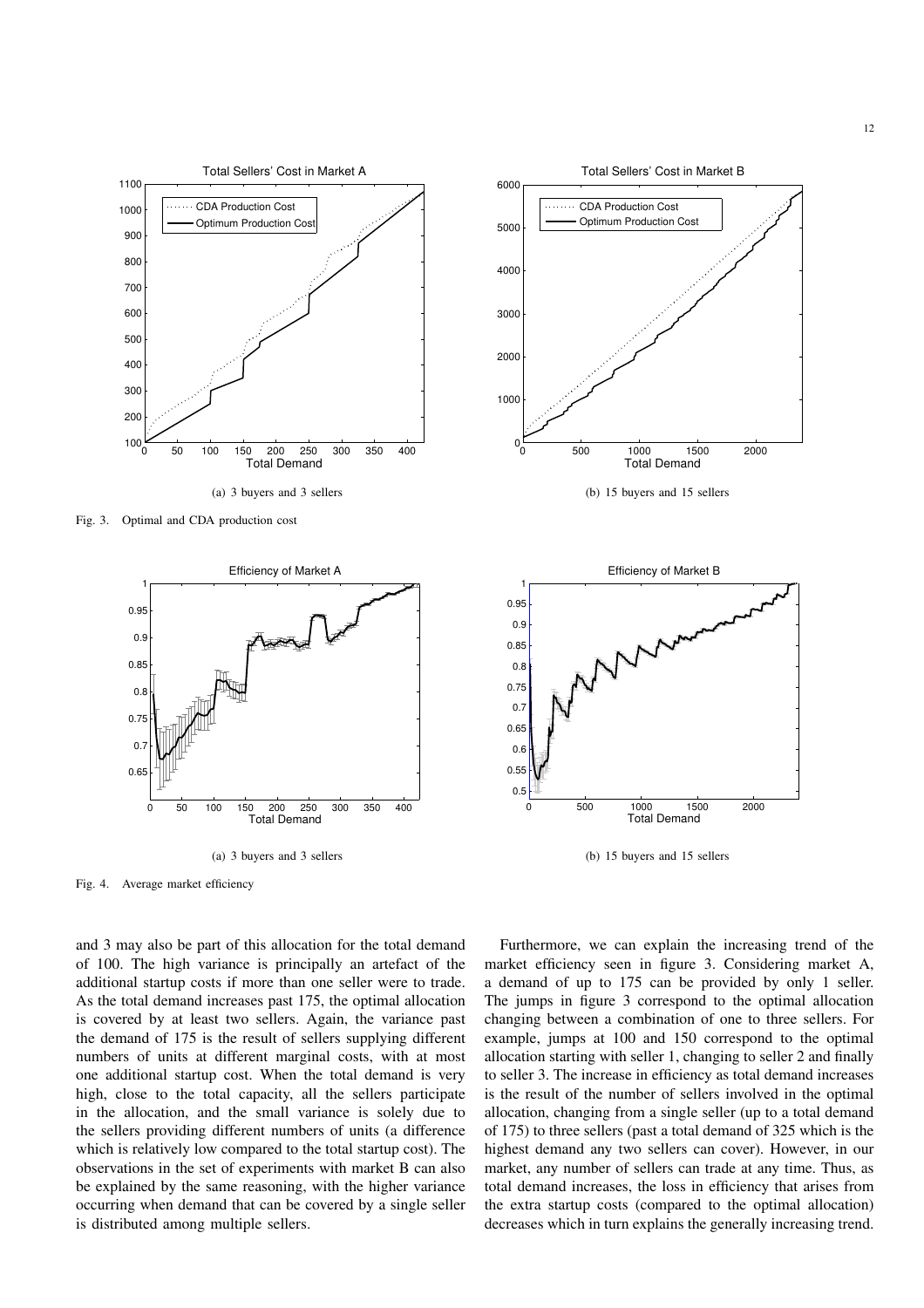(a) 3 buyers and 3 sellers

(b) 15 buyers and 15 sellers

Fig. 3. Optimal and CDA production cost

(a) 3 buyers and 3 sellers

(b) 15 buyers and 15 sellers

Fig. 4. Average market efficiency

and 3 may also be part of this allocation for the total demand of 100. The high variance is principally an artefact of the additional startup costs if more than one seller were to trade. As the total demand increases past 175, the optimal allocation is covered by at least two sellers. Again, the variance past the demand of 175 is the result of sellers supplying different numbers of units at different marginal costs, with at most one additional startup cost. When the total demand is very high, close to the total capacity, all the sellers participate in the allocation, and the small variance is solely due to the sellers providing different numbers of units (a difference which is relatively low compared to the total startup cost). The observations in the set of experiments with market B can also be explained by the same reasoning, with the higher variance occurring when demand that can be covered by a single seller is distributed among multiple sellers.

Furthermore, we can explain the increasing trend of the market efficiency seen in figure 3. Considering market A, a demand of up to 175 can be provided by only 1 seller. The jumps in figure 3 correspond to the optimal allocation changing between a combination of one to three sellers. For example, jumps at 100 and 150 correspond to the optimal allocation starting with seller 1, changing to seller 2 and finally to seller 3. The increase in efficiency as total demand increases is the result of the number of sellers involved in the optimal allocation, changing from a single seller (up to a total demand of 175) to three sellers (past a total demand of 325 which is the highest demand any two sellers can cover). However, in our market, any number of sellers can trade at any time. Thus, as total demand increases, the loss in efficiency that arises from the extra startup costs (compared to the optimal allocation) decreases which in turn explains the generally increasing trend.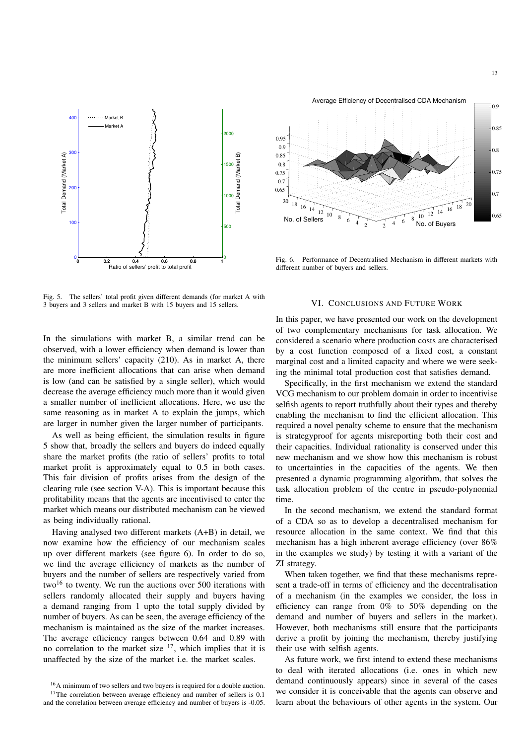Fig. 5. The sellers' total profit given different demands (for market A with 3 buyers and 3 sellers and market B with 15 buyers and 15 sellers.

Fig. 6. Performance of Decentralised Mechanism in different markets with different number of buyers and sellers.

In the simulations with market B, a similar trend can be observed, with a lower efficiency when demand is lower than the minimum sellers' capacity (210). As in market A, there are more inefficient allocations that can arise when demand is low (and can be satisfied by a single seller), which would decrease the average efficiency much more than it would given a smaller number of inefficient allocations. Here, we use the same reasoning as in market A to explain the jumps, which are larger in number given the larger number of participants.

As well as being efficient, the simulation results in figure 5 show that, broadly the sellers and buyers do indeed equally share the market profits (the ratio of sellers' profits to total market profit is approximately equal to 0.5 in both cases. This fair division of profits arises from the design of the clearing rule (see section V-A). This is important because this profitability means that the agents are incentivised to enter the market which means our distributed mechanism can be viewed as being individually rational.

Having analysed two different markets (A+B) in detail, we now examine how the efficiency of our mechanism scales up over different markets (see figure 6). In order to do so, we find the average efficiency of markets as the number of buyers and the number of sellers are respectively varied from two[16] to twenty. We run the auctions over 500 iterations with sellers randomly allocated their supply and buyers having a demand ranging from 1 upto the total supply divided by number of buyers. As can be seen, the average efficiency of the mechanism is maintained as the size of the market increases. The average efficiency ranges between 0.64 and 0.89 with no correlation to the market size [17], which implies that it is unaffected by the size of the market i.e. the market scales.

[16] A minimum of two sellers and two buyers is required for a double auction.

[17] The correlation between average efficiency and number of sellers is 0.1 and the correlation between average efficiency and number of buyers is -0.05.

## VI. Conclusions and Future Work

In this paper, we have presented our work on the development of two complementary mechanisms for task allocation. We considered a scenario where production costs are characterised by a cost function composed of a fixed cost, a constant marginal cost and a limited capacity and where we were seeking the minimal total production cost that satisfies demand.

Specifically, in the first mechanism we extend the standard VCG mechanism to our problem domain in order to incentivise selfish agents to report truthfully about their types and thereby enabling the mechanism to find the efficient allocation. This required a novel penalty scheme to ensure that the mechanism is strategyproof for agents misreporting both their cost and their capacities. Individual rationality is conserved under this new mechanism and we show how this mechanism is robust to uncertainties in the capacities of the agents. We then presented a dynamic programming algorithm, that solves the task allocation problem of the centre in pseudo-polynomial time.

In the second mechanism, we extend the standard format of a CDA so as to develop a decentralised mechanism for resource allocation in the same context. We find that this mechanism has a high inherent average efficiency (over 86% in the examples we study) by testing it with a variant of the ZI strategy.

When taken together, we find that these mechanisms represent a trade-off in terms of efficiency and the decentralisation of a mechanism (in the examples we consider, the loss in efficiency can range from 0% to 50% depending on the demand and number of buyers and sellers in the market). However, both mechanisms still ensure that the participants derive a profit by joining the mechanism, thereby justifying their use with selfish agents.

As future work, we first intend to extend these mechanisms to deal with iterated allocations (i.e. ones in which new demand continuously appears) since in several of the cases we consider it is conceivable that the agents can observe and learn about the behaviours of other agents in the system. Our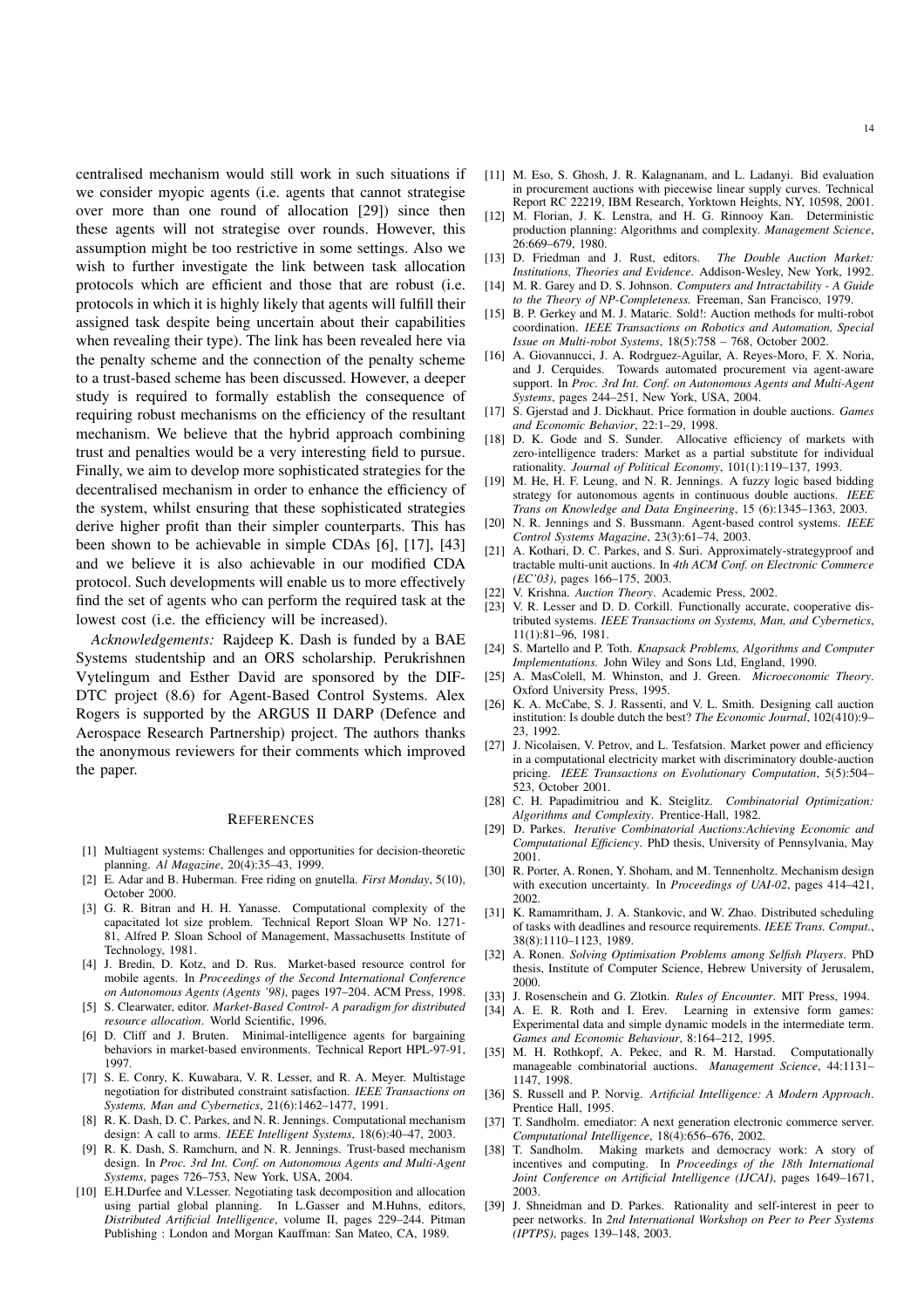centralised mechanism would still work in such situations if we consider myopic agents (i.e. agents that cannot strategise over more than one round of allocation [29]) since then these agents will not strategise over rounds. However, this assumption might be too restrictive in some settings. Also we wish to further investigate the link between task allocation protocols which are efficient and those that are robust (i.e. protocols in which it is highly likely that agents will fulfill their assigned task despite being uncertain about their capabilities when revealing their type). The link has been revealed here via the penalty scheme and the connection of the penalty scheme to a trust-based scheme has been discussed. However, a deeper study is required to formally establish the consequence of requiring robust mechanisms on the efficiency of the resultant mechanism. We believe that the hybrid approach combining trust and penalties would be a very interesting field to pursue. Finally, we aim to develop more sophisticated strategies for the decentralised mechanism in order to enhance the efficiency of the system, whilst ensuring that these sophisticated strategies derive higher profit than their simpler counterparts. This has been shown to be achievable in simple CDAs [6], [17], [43] and we believe it is also achievable in our modified CDA protocol. Such developments will enable us to more effectively find the set of agents who can perform the required task at the lowest cost (i.e. the efficiency will be increased).

*Acknowledgements:* Rajdeep K. Dash is funded by a BAE Systems studentship and an ORS scholarship. Perukrishnen Vytelingum and Esther David are sponsored by the DIF-DTC project (8.6) for Agent-Based Control Systems. Alex Rogers is supported by the ARGUS II DARP (Defence and Aerospace Research Partnership) project. The authors thanks the anonymous reviewers for their comments which improved the paper.

## REFERENCES

[1] Multiagent systems: Challenges and opportunities for decision-theoretic planning. *AI Magazine*, 20(4):35–43, 1999.

[2] E. Adar and B. Huberman. Free riding on gnutella. *First Monday*, 5(10), October 2000.

[3] G. R. Bitran and H. H. Yanasse. Computational complexity of the capacitated lot size problem. Technical Report Sloan WP No. 1271-81, Alfred P. Sloan School of Management, Massachusetts Institute of Technology, 1981.

[4] J. Bredin, D. Kotz, and D. Rus. Market-based resource control for mobile agents. In *Proceedings of the Second International Conference on Autonomous Agents (Agents '98)*, pages 197–204. ACM Press, 1998.

[5] S. Clearwater, editor. *Market-Based Control- A paradigm for distributed resource allocation*. World Scientific, 1996.

[6] D. Cliff and J. Bruten. Minimal-intelligence agents for bargaining behaviors in market-based environments. Technical Report HPL-97-91, 1997.

[7] S. E. Conry, K. Kuwabara, V. R. Lesser, and R. A. Meyer. Multistage negotiation for distributed constraint satisfaction. *IEEE Transactions on Systems, Man and Cybernetics*, 21(6):1462–1477, 1991.

[8] R. K. Dash, D. C. Parkes, and N. R. Jennings. Computational mechanism design: A call to arms. *IEEE Intelligent Systems*, 18(6):40–47, 2003.

[9] R. K. Dash, S. Ramchurn, and N. R. Jennings. Trust-based mechanism design. In *Proc. 3rd Int. Conf. on Autonomous Agents and Multi-Agent Systems*, pages 726–753, New York, USA, 2004.

[10] E.H.Durfee and V.Lesser. Negotiating task decomposition and allocation using partial global planning. In L.Gasser and M.Huhns, editors, *Distributed Artificial Intelligence*, volume II, pages 229–244. Pitman Publishing : London and Morgan Kauffman: San Mateo, CA, 1989.

[11] M. Eso, S. Ghosh, J. R. Kalagnanam, and L. Ladanyi. Bid evaluation in procurement auctions with piecewise linear supply curves. Technical Report RC 22219, IBM Research, Yorktown Heights, NY, 10598, 2001.

[12] M. Florian, J. K. Lenstra, and H. G. Rinnooy Kan. Deterministic production planning: Algorithms and complexity. *Management Science*, 26:669–679, 1980.

[13] D. Friedman and J. Rust, editors. *The Double Auction Market: Institutions, Theories and Evidence*. Addison-Wesley, New York, 1992.

[14] M. R. Garey and D. S. Johnson. *Computers and Intractability - A Guide to the Theory of NP-Completeness.* Freeman, San Francisco, 1979.

[15] B. P. Gerkey and M. J. Mataric. Sold!: Auction methods for multi-robot coordination. *IEEE Transactions on Robotics and Automation, Special Issue on Multi-robot Systems*, 18(5):758 – 768, October 2002.

[16] A. Giovannucci, J. A. Rodrguez-Aguilar, A. Reyes-Moro, F. X. Noria, and J. Cerquides. Towards automated procurement via agent-aware support. In *Proc. 3rd Int. Conf. on Autonomous Agents and Multi-Agent Systems*, pages 244–251, New York, USA, 2004.

[17] S. Gjerstad and J. Dickhaut. Price formation in double auctions. *Games and Economic Behavior*, 22:1–29, 1998.

[18] D. K. Gode and S. Sunder. Allocative efficiency of markets with zero-intelligence traders: Market as a partial substitute for individual rationality. *Journal of Political Economy*, 101(1):119–137, 1993.

[19] M. He, H. F. Leung, and N. R. Jennings. A fuzzy logic based bidding strategy for autonomous agents in continuous double auctions. *IEEE Trans on Knowledge and Data Engineering*, 15 (6):1345–1363, 2003.

[20] N. R. Jennings and S. Bussmann. Agent-based control systems. *IEEE Control Systems Magazine*, 23(3):61–74, 2003.

[21] A. Kothari, D. C. Parkes, and S. Suri. Approximately-strategyproof and tractable multi-unit auctions. In *4th ACM Conf. on Electronic Commerce (EC'03)*, pages 166–175, 2003.

[22] V. Krishna. *Auction Theory*. Academic Press, 2002.

[23] V. R. Lesser and D. D. Corkill. Functionally accurate, cooperative distributed systems. *IEEE Transactions on Systems, Man, and Cybernetics*, 11(1):81–96, 1981.

[24] S. Martello and P. Toth. *Knapsack Problems, Algorithms and Computer Implementations.* John Wiley and Sons Ltd, England, 1990.

[25] A. MasColell, M. Whinston, and J. Green. *Microeconomic Theory*. Oxford University Press, 1995.

[26] K. A. McCabe, S. J. Rassenti, and V. L. Smith. Designing call auction institution: Is double dutch the best? *The Economic Journal*, 102(410):9–23, 1992.

[27] J. Nicolaisen, V. Petrov, and L. Tesfatsion. Market power and efficiency in a computational electricity market with discriminatory double-auction pricing. *IEEE Transactions on Evolutionary Computation*, 5(5):504–523, October 2001.

[28] C. H. Papadimitriou and K. Steiglitz. *Combinatorial Optimization: Algorithms and Complexity*. Prentice-Hall, 1982.

[29] D. Parkes. *Iterative Combinatorial Auctions:Achieving Economic and Computational Efficiency*. PhD thesis, University of Pennsylvania, May 2001.

[30] R. Porter, A. Ronen, Y. Shoham, and M. Tennenholtz. Mechanism design with execution uncertainty. In *Proceedings of UAI-02*, pages 414–421, 2002.

[31] K. Ramamritham, J. A. Stankovic, and W. Zhao. Distributed scheduling of tasks with deadlines and resource requirements. *IEEE Trans. Comput.*, 38(8):1110–1123, 1989.

[32] A. Ronen. *Solving Optimisation Problems among Selfish Players*. PhD thesis, Institute of Computer Science, Hebrew University of Jerusalem, 2000.

[33] J. Rosenschein and G. Zlotkin. *Rules of Encounter*. MIT Press, 1994.

[34] A. E. R. Roth and I. Erev. Learning in extensive form games: Experimental data and simple dynamic models in the intermediate term. *Games and Economic Behaviour*, 8:164–212, 1995.

[35] M. H. Rothkopf, A. Pekec, and R. M. Harstad. Computationally manageable combinatorial auctions. *Management Science*, 44:1131–1147, 1998.

[36] S. Russell and P. Norvig. *Artificial Intelligence: A Modern Approach*. Prentice Hall, 1995.

[37] T. Sandholm. emediator: A next generation electronic commerce server. *Computational Intelligence*, 18(4):656–676, 2002.

[38] T. Sandholm. Making markets and democracy work: A story of incentives and computing. In *Proceedings of the 18th International Joint Conference on Artificial Intelligence (IJCAI)*, pages 1649–1671, 2003.

[39] J. Shneidman and D. Parkes. Rationality and self-interest in peer to peer networks. In *2nd International Workshop on Peer to Peer Systems (IPTPS)*, pages 139–148, 2003.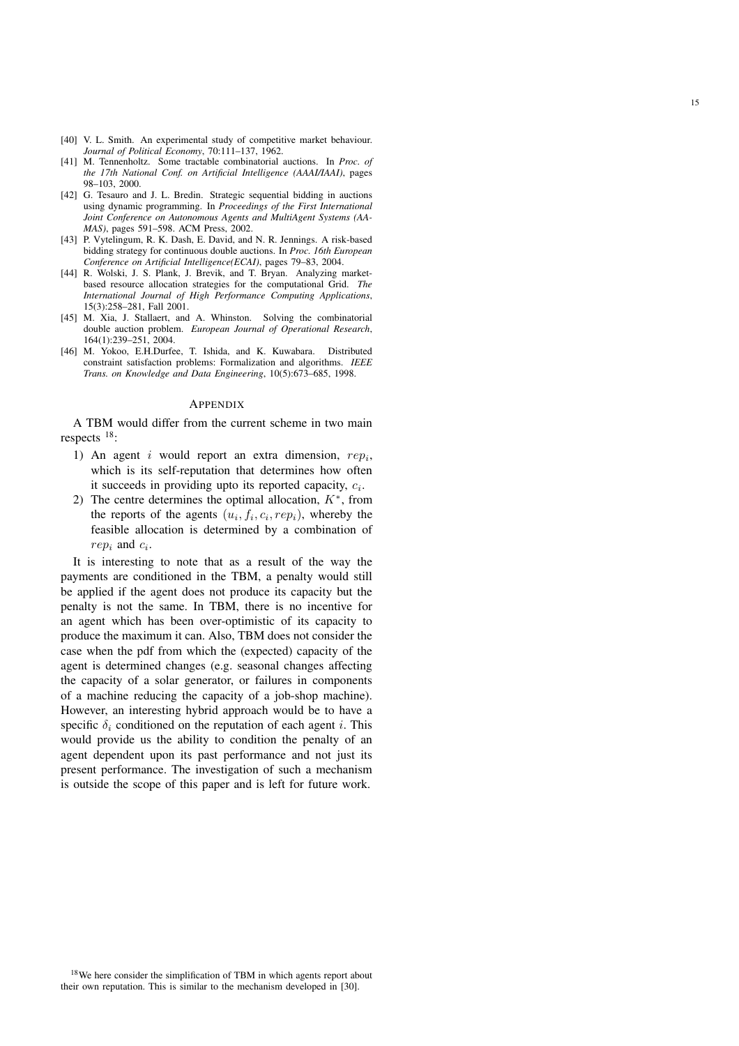[40] V. L. Smith. An experimental study of competitive market behaviour. *Journal of Political Economy*, 70:111–137, 1962.

[41] M. Tennenholtz. Some tractable combinatorial auctions. In *Proc. of the 17th National Conf. on Artificial Intelligence (AAAI/IAAI)*, pages 98–103, 2000.

[42] G. Tesauro and J. L. Bredin. Strategic sequential bidding in auctions using dynamic programming. In *Proceedings of the First International Joint Conference on Autonomous Agents and MultiAgent Systems (AAMAS)*, pages 591–598. ACM Press, 2002.

[43] P. Vytelingum, R. K. Dash, E. David, and N. R. Jennings. A risk-based bidding strategy for continuous double auctions. In *Proc. 16th European Conference on Artificial Intelligence(ECAI)*, pages 79–83, 2004.

[44] R. Wolski, J. S. Plank, J. Brevik, and T. Bryan. Analyzing market-based resource allocation strategies for the computational Grid. *The International Journal of High Performance Computing Applications*, 15(3):258–281, Fall 2001.

[45] M. Xia, J. Stallaert, and A. Whinston. Solving the combinatorial double auction problem. *European Journal of Operational Research*, 164(1):239–251, 2004.

[46] M. Yokoo, E.H.Durfee, T. Ishida, and K. Kuwabara. Distributed constraint satisfaction problems: Formalization and algorithms. *IEEE Trans. on Knowledge and Data Engineering*, 10(5):673–685, 1998.

## APPENDIX

A TBM would differ from the current scheme in two main respects [18]:

1) An agent $i$ would report an extra dimension, $rep_i$, which is its self-reputation that determines how often it succeeds in providing upto its reported capacity, $c_i$.
2) The centre determines the optimal allocation, $K^*$, from the reports of the agents $(u_i, f_i, c_i, rep_i)$, whereby the feasible allocation is determined by a combination of $rep_i$ and $c_i$.

It is interesting to note that as a result of the way the payments are conditioned in the TBM, a penalty would still be applied if the agent does not produce its capacity but the penalty is not the same. In TBM, there is no incentive for an agent which has been over-optimistic of its capacity to produce the maximum it can. Also, TBM does not consider the case when the pdf from which the (expected) capacity of the agent is determined changes (e.g. seasonal changes affecting the capacity of a solar generator, or failures in components of a machine reducing the capacity of a job-shop machine). However, an interesting hybrid approach would be to have a specific $\delta_i$ conditioned on the reputation of each agent $i$. This would provide us the ability to condition the penalty of an agent dependent upon its past performance and not just its present performance. The investigation of such a mechanism is outside the scope of this paper and is left for future work.

[18] We here consider the simplification of TBM in which agents report about their own reputation. This is similar to the mechanism developed in [30].